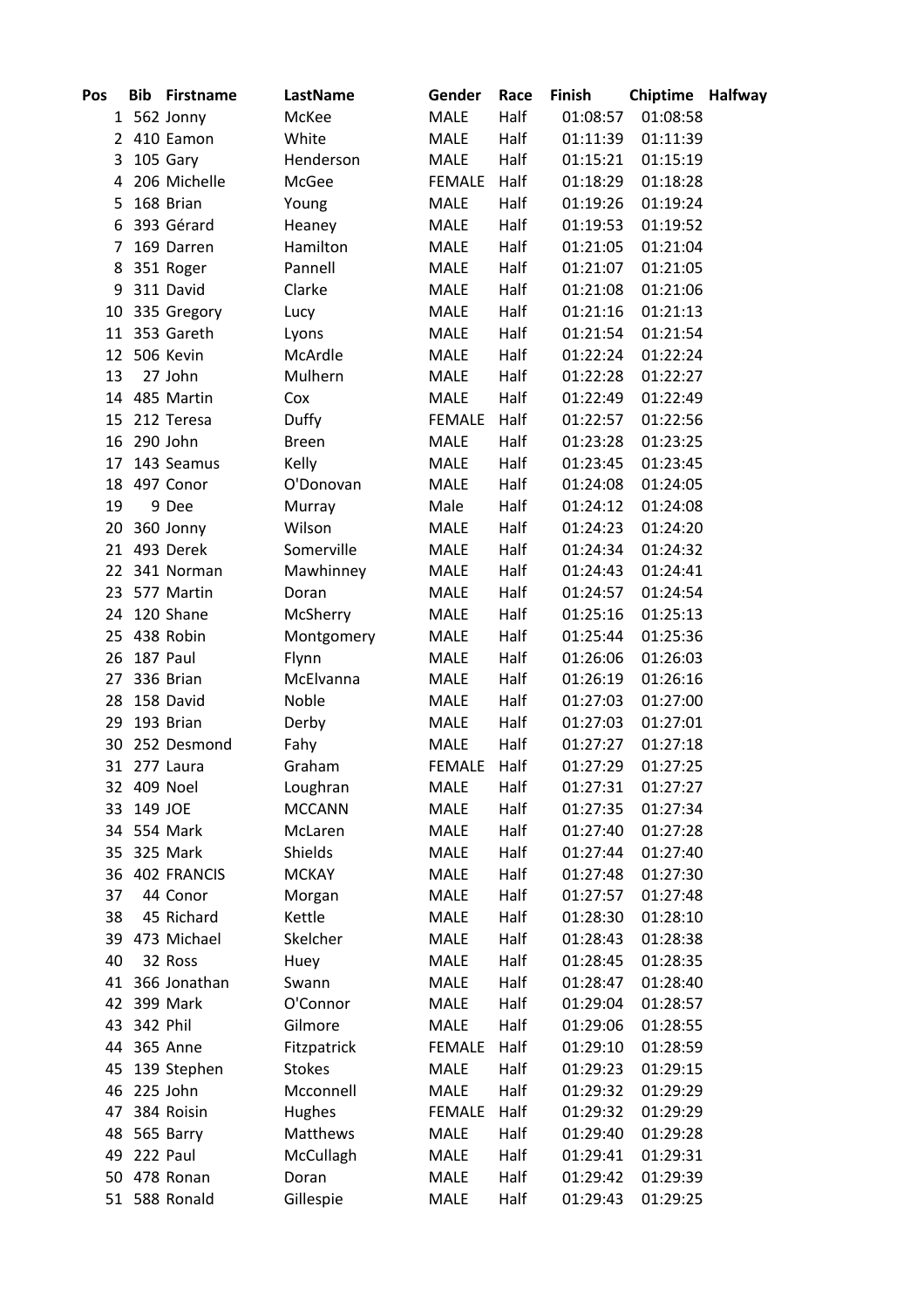| Pos | Bib | Firstname | LastName | Gender | Race | Finish | Chiptime | Halfway |
|---|---|---|---|---|---|---|---|---|
| 1 | 562 | Jonny | McKee | MALE | Half | 01:08:57 | 01:08:58 | |
| 2 | 410 | Eamon | White | MALE | Half | 01:11:39 | 01:11:39 | |
| 3 | 105 | Gary | Henderson | MALE | Half | 01:15:21 | 01:15:19 | |
| 4 | 206 | Michelle | McGee | FEMALE | Half | 01:18:29 | 01:18:28 | |
| 5 | 168 | Brian | Young | MALE | Half | 01:19:26 | 01:19:24 | |
| 6 | 393 | Gérard | Heaney | MALE | Half | 01:19:53 | 01:19:52 | |
| 7 | 169 | Darren | Hamilton | MALE | Half | 01:21:05 | 01:21:04 | |
| 8 | 351 | Roger | Pannell | MALE | Half | 01:21:07 | 01:21:05 | |
| 9 | 311 | David | Clarke | MALE | Half | 01:21:08 | 01:21:06 | |
| 10 | 335 | Gregory | Lucy | MALE | Half | 01:21:16 | 01:21:13 | |
| 11 | 353 | Gareth | Lyons | MALE | Half | 01:21:54 | 01:21:54 | |
| 12 | 506 | Kevin | McArdle | MALE | Half | 01:22:24 | 01:22:24 | |
| 13 | 27 | John | Mulhern | MALE | Half | 01:22:28 | 01:22:27 | |
| 14 | 485 | Martin | Cox | MALE | Half | 01:22:49 | 01:22:49 | |
| 15 | 212 | Teresa | Duffy | FEMALE | Half | 01:22:57 | 01:22:56 | |
| 16 | 290 | John | Breen | MALE | Half | 01:23:28 | 01:23:25 | |
| 17 | 143 | Seamus | Kelly | MALE | Half | 01:23:45 | 01:23:45 | |
| 18 | 497 | Conor | O'Donovan | MALE | Half | 01:24:08 | 01:24:05 | |
| 19 | 9 | Dee | Murray | Male | Half | 01:24:12 | 01:24:08 | |
| 20 | 360 | Jonny | Wilson | MALE | Half | 01:24:23 | 01:24:20 | |
| 21 | 493 | Derek | Somerville | MALE | Half | 01:24:34 | 01:24:32 | |
| 22 | 341 | Norman | Mawhinney | MALE | Half | 01:24:43 | 01:24:41 | |
| 23 | 577 | Martin | Doran | MALE | Half | 01:24:57 | 01:24:54 | |
| 24 | 120 | Shane | McSherry | MALE | Half | 01:25:16 | 01:25:13 | |
| 25 | 438 | Robin | Montgomery | MALE | Half | 01:25:44 | 01:25:36 | |
| 26 | 187 | Paul | Flynn | MALE | Half | 01:26:06 | 01:26:03 | |
| 27 | 336 | Brian | McElvanna | MALE | Half | 01:26:19 | 01:26:16 | |
| 28 | 158 | David | Noble | MALE | Half | 01:27:03 | 01:27:00 | |
| 29 | 193 | Brian | Derby | MALE | Half | 01:27:03 | 01:27:01 | |
| 30 | 252 | Desmond | Fahy | MALE | Half | 01:27:27 | 01:27:18 | |
| 31 | 277 | Laura | Graham | FEMALE | Half | 01:27:29 | 01:27:25 | |
| 32 | 409 | Noel | Loughran | MALE | Half | 01:27:31 | 01:27:27 | |
| 33 | 149 | JOE | MCCANN | MALE | Half | 01:27:35 | 01:27:34 | |
| 34 | 554 | Mark | McLaren | MALE | Half | 01:27:40 | 01:27:28 | |
| 35 | 325 | Mark | Shields | MALE | Half | 01:27:44 | 01:27:40 | |
| 36 | 402 | FRANCIS | MCKAY | MALE | Half | 01:27:48 | 01:27:30 | |
| 37 | 44 | Conor | Morgan | MALE | Half | 01:27:57 | 01:27:48 | |
| 38 | 45 | Richard | Kettle | MALE | Half | 01:28:30 | 01:28:10 | |
| 39 | 473 | Michael | Skelcher | MALE | Half | 01:28:43 | 01:28:38 | |
| 40 | 32 | Ross | Huey | MALE | Half | 01:28:45 | 01:28:35 | |
| 41 | 366 | Jonathan | Swann | MALE | Half | 01:28:47 | 01:28:40 | |
| 42 | 399 | Mark | O'Connor | MALE | Half | 01:29:04 | 01:28:57 | |
| 43 | 342 | Phil | Gilmore | MALE | Half | 01:29:06 | 01:28:55 | |
| 44 | 365 | Anne | Fitzpatrick | FEMALE | Half | 01:29:10 | 01:28:59 | |
| 45 | 139 | Stephen | Stokes | MALE | Half | 01:29:23 | 01:29:15 | |
| 46 | 225 | John | Mcconnell | MALE | Half | 01:29:32 | 01:29:29 | |
| 47 | 384 | Roisin | Hughes | FEMALE | Half | 01:29:32 | 01:29:29 | |
| 48 | 565 | Barry | Matthews | MALE | Half | 01:29:40 | 01:29:28 | |
| 49 | 222 | Paul | McCullagh | MALE | Half | 01:29:41 | 01:29:31 | |
| 50 | 478 | Ronan | Doran | MALE | Half | 01:29:42 | 01:29:39 | |
| 51 | 588 | Ronald | Gillespie | MALE | Half | 01:29:43 | 01:29:25 | |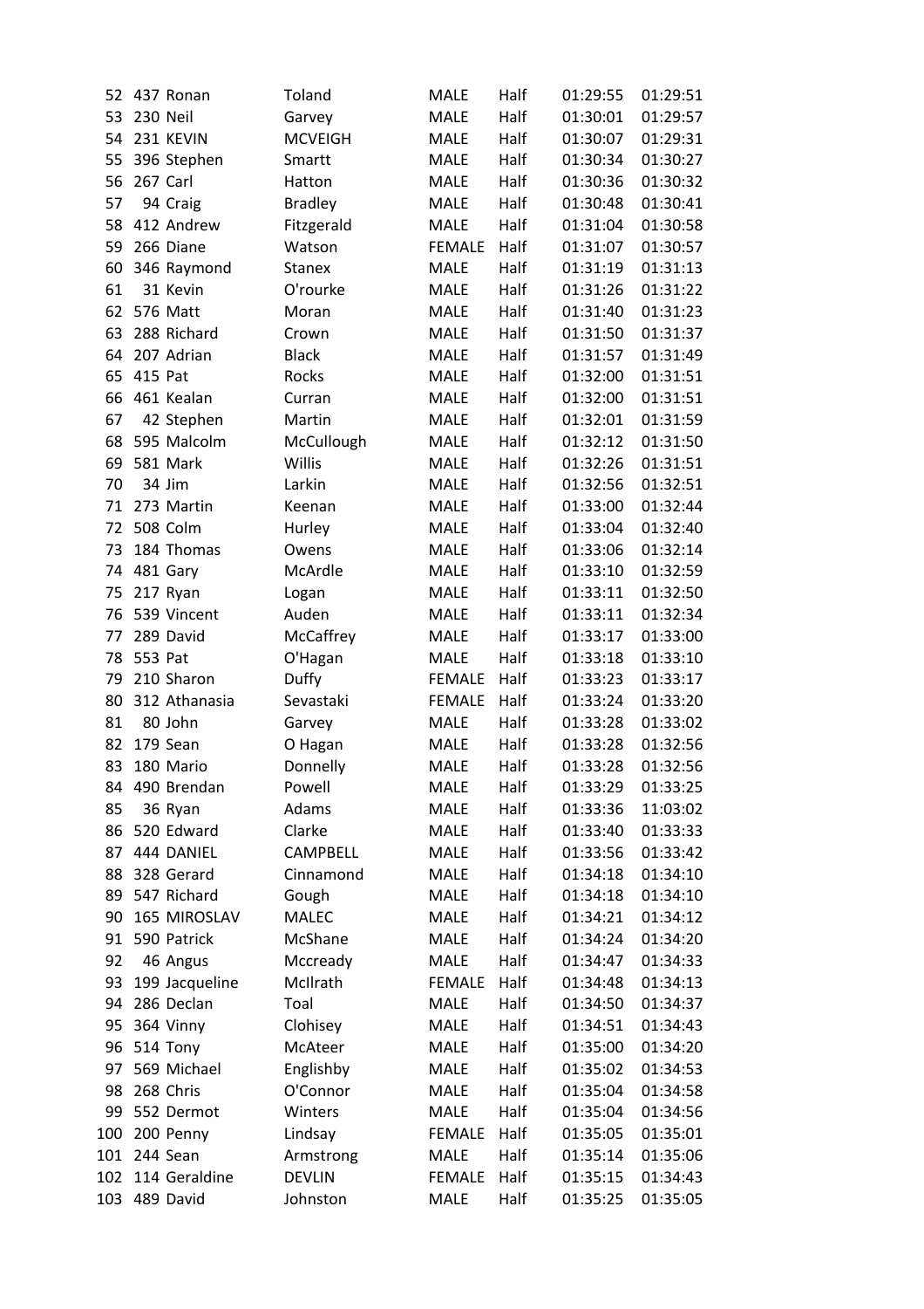| | | | | | | | |
|---|---|---|---|---|---|---|---|
| 52 | 437 | Ronan | Toland | MALE | Half | 01:29:55 | 01:29:51 |
| 53 | 230 | Neil | Garvey | MALE | Half | 01:30:01 | 01:29:57 |
| 54 | 231 | KEVIN | MCVEIGH | MALE | Half | 01:30:07 | 01:29:31 |
| 55 | 396 | Stephen | Smartt | MALE | Half | 01:30:34 | 01:30:27 |
| 56 | 267 | Carl | Hatton | MALE | Half | 01:30:36 | 01:30:32 |
| 57 | 94 | Craig | Bradley | MALE | Half | 01:30:48 | 01:30:41 |
| 58 | 412 | Andrew | Fitzgerald | MALE | Half | 01:31:04 | 01:30:58 |
| 59 | 266 | Diane | Watson | FEMALE | Half | 01:31:07 | 01:30:57 |
| 60 | 346 | Raymond | Stanex | MALE | Half | 01:31:19 | 01:31:13 |
| 61 | 31 | Kevin | O'rourke | MALE | Half | 01:31:26 | 01:31:22 |
| 62 | 576 | Matt | Moran | MALE | Half | 01:31:40 | 01:31:23 |
| 63 | 288 | Richard | Crown | MALE | Half | 01:31:50 | 01:31:37 |
| 64 | 207 | Adrian | Black | MALE | Half | 01:31:57 | 01:31:49 |
| 65 | 415 | Pat | Rocks | MALE | Half | 01:32:00 | 01:31:51 |
| 66 | 461 | Kealan | Curran | MALE | Half | 01:32:00 | 01:31:51 |
| 67 | 42 | Stephen | Martin | MALE | Half | 01:32:01 | 01:31:59 |
| 68 | 595 | Malcolm | McCullough | MALE | Half | 01:32:12 | 01:31:50 |
| 69 | 581 | Mark | Willis | MALE | Half | 01:32:26 | 01:31:51 |
| 70 | 34 | Jim | Larkin | MALE | Half | 01:32:56 | 01:32:51 |
| 71 | 273 | Martin | Keenan | MALE | Half | 01:33:00 | 01:32:44 |
| 72 | 508 | Colm | Hurley | MALE | Half | 01:33:04 | 01:32:40 |
| 73 | 184 | Thomas | Owens | MALE | Half | 01:33:06 | 01:32:14 |
| 74 | 481 | Gary | McArdle | MALE | Half | 01:33:10 | 01:32:59 |
| 75 | 217 | Ryan | Logan | MALE | Half | 01:33:11 | 01:32:50 |
| 76 | 539 | Vincent | Auden | MALE | Half | 01:33:11 | 01:32:34 |
| 77 | 289 | David | McCaffrey | MALE | Half | 01:33:17 | 01:33:00 |
| 78 | 553 | Pat | O'Hagan | MALE | Half | 01:33:18 | 01:33:10 |
| 79 | 210 | Sharon | Duffy | FEMALE | Half | 01:33:23 | 01:33:17 |
| 80 | 312 | Athanasia | Sevastaki | FEMALE | Half | 01:33:24 | 01:33:20 |
| 81 | 80 | John | Garvey | MALE | Half | 01:33:28 | 01:33:02 |
| 82 | 179 | Sean | O Hagan | MALE | Half | 01:33:28 | 01:32:56 |
| 83 | 180 | Mario | Donnelly | MALE | Half | 01:33:28 | 01:32:56 |
| 84 | 490 | Brendan | Powell | MALE | Half | 01:33:29 | 01:33:25 |
| 85 | 36 | Ryan | Adams | MALE | Half | 01:33:36 | 11:03:02 |
| 86 | 520 | Edward | Clarke | MALE | Half | 01:33:40 | 01:33:33 |
| 87 | 444 | DANIEL | CAMPBELL | MALE | Half | 01:33:56 | 01:33:42 |
| 88 | 328 | Gerard | Cinnamond | MALE | Half | 01:34:18 | 01:34:10 |
| 89 | 547 | Richard | Gough | MALE | Half | 01:34:18 | 01:34:10 |
| 90 | 165 | MIROSLAV | MALEC | MALE | Half | 01:34:21 | 01:34:12 |
| 91 | 590 | Patrick | McShane | MALE | Half | 01:34:24 | 01:34:20 |
| 92 | 46 | Angus | Mccready | MALE | Half | 01:34:47 | 01:34:33 |
| 93 | 199 | Jacqueline | McIlrath | FEMALE | Half | 01:34:48 | 01:34:13 |
| 94 | 286 | Declan | Toal | MALE | Half | 01:34:50 | 01:34:37 |
| 95 | 364 | Vinny | Clohisey | MALE | Half | 01:34:51 | 01:34:43 |
| 96 | 514 | Tony | McAteer | MALE | Half | 01:35:00 | 01:34:20 |
| 97 | 569 | Michael | Englishby | MALE | Half | 01:35:02 | 01:34:53 |
| 98 | 268 | Chris | O'Connor | MALE | Half | 01:35:04 | 01:34:58 |
| 99 | 552 | Dermot | Winters | MALE | Half | 01:35:04 | 01:34:56 |
| 100 | 200 | Penny | Lindsay | FEMALE | Half | 01:35:05 | 01:35:01 |
| 101 | 244 | Sean | Armstrong | MALE | Half | 01:35:14 | 01:35:06 |
| 102 | 114 | Geraldine | DEVLIN | FEMALE | Half | 01:35:15 | 01:34:43 |
| 103 | 489 | David | Johnston | MALE | Half | 01:35:25 | 01:35:05 |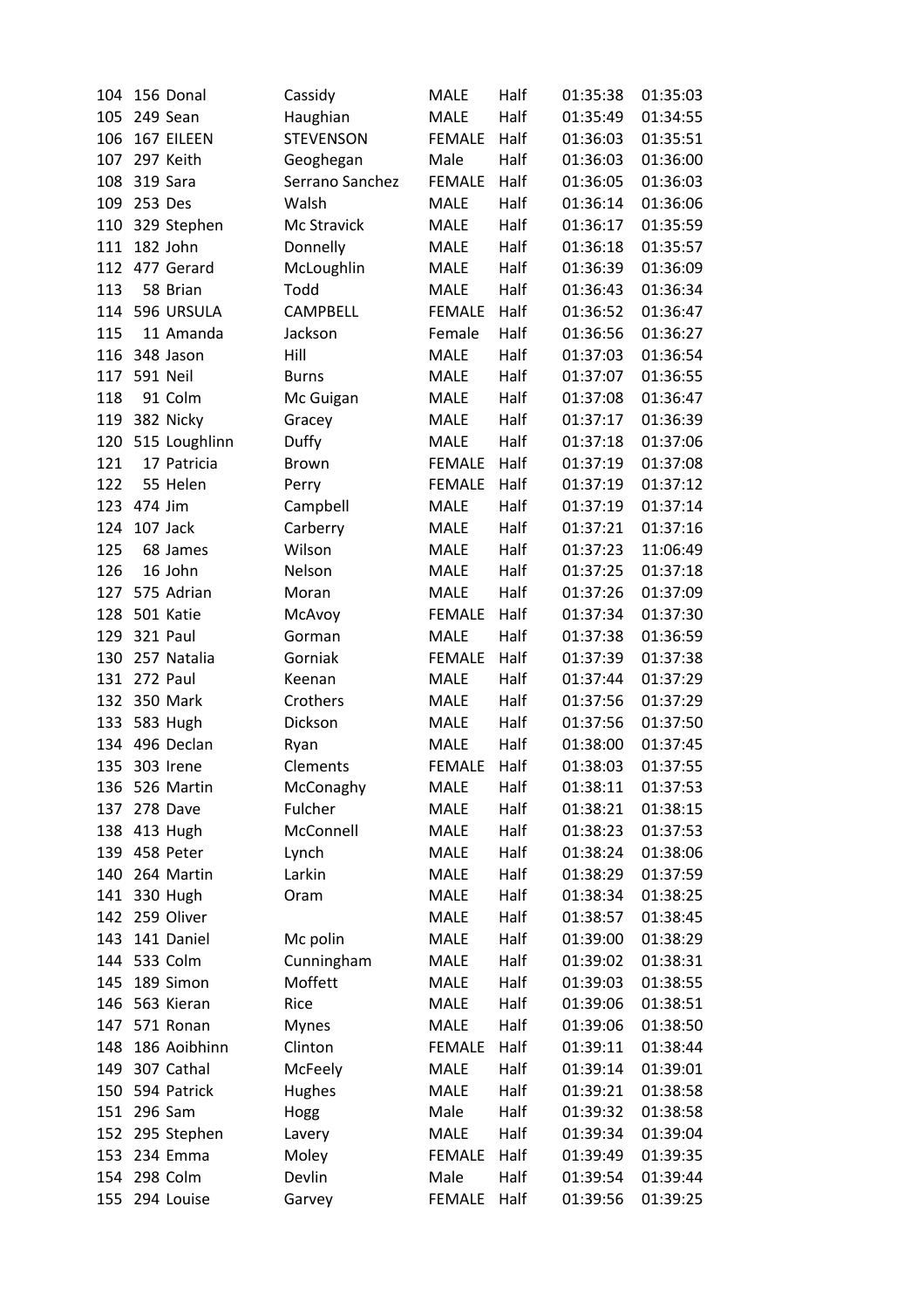| | | | | | | | |
|---|---|---|---|---|---|---|---|
| 104 | 156 | Donal | Cassidy | MALE | Half | 01:35:38 | 01:35:03 |
| 105 | 249 | Sean | Haughian | MALE | Half | 01:35:49 | 01:34:55 |
| 106 | 167 | EILEEN | STEVENSON | FEMALE | Half | 01:36:03 | 01:35:51 |
| 107 | 297 | Keith | Geoghegan | Male | Half | 01:36:03 | 01:36:00 |
| 108 | 319 | Sara | Serrano Sanchez | FEMALE | Half | 01:36:05 | 01:36:03 |
| 109 | 253 | Des | Walsh | MALE | Half | 01:36:14 | 01:36:06 |
| 110 | 329 | Stephen | Mc Stravick | MALE | Half | 01:36:17 | 01:35:59 |
| 111 | 182 | John | Donnelly | MALE | Half | 01:36:18 | 01:35:57 |
| 112 | 477 | Gerard | McLoughlin | MALE | Half | 01:36:39 | 01:36:09 |
| 113 | 58 | Brian | Todd | MALE | Half | 01:36:43 | 01:36:34 |
| 114 | 596 | URSULA | CAMPBELL | FEMALE | Half | 01:36:52 | 01:36:47 |
| 115 | 11 | Amanda | Jackson | Female | Half | 01:36:56 | 01:36:27 |
| 116 | 348 | Jason | Hill | MALE | Half | 01:37:03 | 01:36:54 |
| 117 | 591 | Neil | Burns | MALE | Half | 01:37:07 | 01:36:55 |
| 118 | 91 | Colm | Mc Guigan | MALE | Half | 01:37:08 | 01:36:47 |
| 119 | 382 | Nicky | Gracey | MALE | Half | 01:37:17 | 01:36:39 |
| 120 | 515 | Loughlinn | Duffy | MALE | Half | 01:37:18 | 01:37:06 |
| 121 | 17 | Patricia | Brown | FEMALE | Half | 01:37:19 | 01:37:08 |
| 122 | 55 | Helen | Perry | FEMALE | Half | 01:37:19 | 01:37:12 |
| 123 | 474 | Jim | Campbell | MALE | Half | 01:37:19 | 01:37:14 |
| 124 | 107 | Jack | Carberry | MALE | Half | 01:37:21 | 01:37:16 |
| 125 | 68 | James | Wilson | MALE | Half | 01:37:23 | 11:06:49 |
| 126 | 16 | John | Nelson | MALE | Half | 01:37:25 | 01:37:18 |
| 127 | 575 | Adrian | Moran | MALE | Half | 01:37:26 | 01:37:09 |
| 128 | 501 | Katie | McAvoy | FEMALE | Half | 01:37:34 | 01:37:30 |
| 129 | 321 | Paul | Gorman | MALE | Half | 01:37:38 | 01:36:59 |
| 130 | 257 | Natalia | Gorniak | FEMALE | Half | 01:37:39 | 01:37:38 |
| 131 | 272 | Paul | Keenan | MALE | Half | 01:37:44 | 01:37:29 |
| 132 | 350 | Mark | Crothers | MALE | Half | 01:37:56 | 01:37:29 |
| 133 | 583 | Hugh | Dickson | MALE | Half | 01:37:56 | 01:37:50 |
| 134 | 496 | Declan | Ryan | MALE | Half | 01:38:00 | 01:37:45 |
| 135 | 303 | Irene | Clements | FEMALE | Half | 01:38:03 | 01:37:55 |
| 136 | 526 | Martin | McConaghy | MALE | Half | 01:38:11 | 01:37:53 |
| 137 | 278 | Dave | Fulcher | MALE | Half | 01:38:21 | 01:38:15 |
| 138 | 413 | Hugh | McConnell | MALE | Half | 01:38:23 | 01:37:53 |
| 139 | 458 | Peter | Lynch | MALE | Half | 01:38:24 | 01:38:06 |
| 140 | 264 | Martin | Larkin | MALE | Half | 01:38:29 | 01:37:59 |
| 141 | 330 | Hugh | Oram | MALE | Half | 01:38:34 | 01:38:25 |
| 142 | 259 | Oliver | | MALE | Half | 01:38:57 | 01:38:45 |
| 143 | 141 | Daniel | Mc polin | MALE | Half | 01:39:00 | 01:38:29 |
| 144 | 533 | Colm | Cunningham | MALE | Half | 01:39:02 | 01:38:31 |
| 145 | 189 | Simon | Moffett | MALE | Half | 01:39:03 | 01:38:55 |
| 146 | 563 | Kieran | Rice | MALE | Half | 01:39:06 | 01:38:51 |
| 147 | 571 | Ronan | Mynes | MALE | Half | 01:39:06 | 01:38:50 |
| 148 | 186 | Aoibhinn | Clinton | FEMALE | Half | 01:39:11 | 01:38:44 |
| 149 | 307 | Cathal | McFeely | MALE | Half | 01:39:14 | 01:39:01 |
| 150 | 594 | Patrick | Hughes | MALE | Half | 01:39:21 | 01:38:58 |
| 151 | 296 | Sam | Hogg | Male | Half | 01:39:32 | 01:38:58 |
| 152 | 295 | Stephen | Lavery | MALE | Half | 01:39:34 | 01:39:04 |
| 153 | 234 | Emma | Moley | FEMALE | Half | 01:39:49 | 01:39:35 |
| 154 | 298 | Colm | Devlin | Male | Half | 01:39:54 | 01:39:44 |
| 155 | 294 | Louise | Garvey | FEMALE | Half | 01:39:56 | 01:39:25 |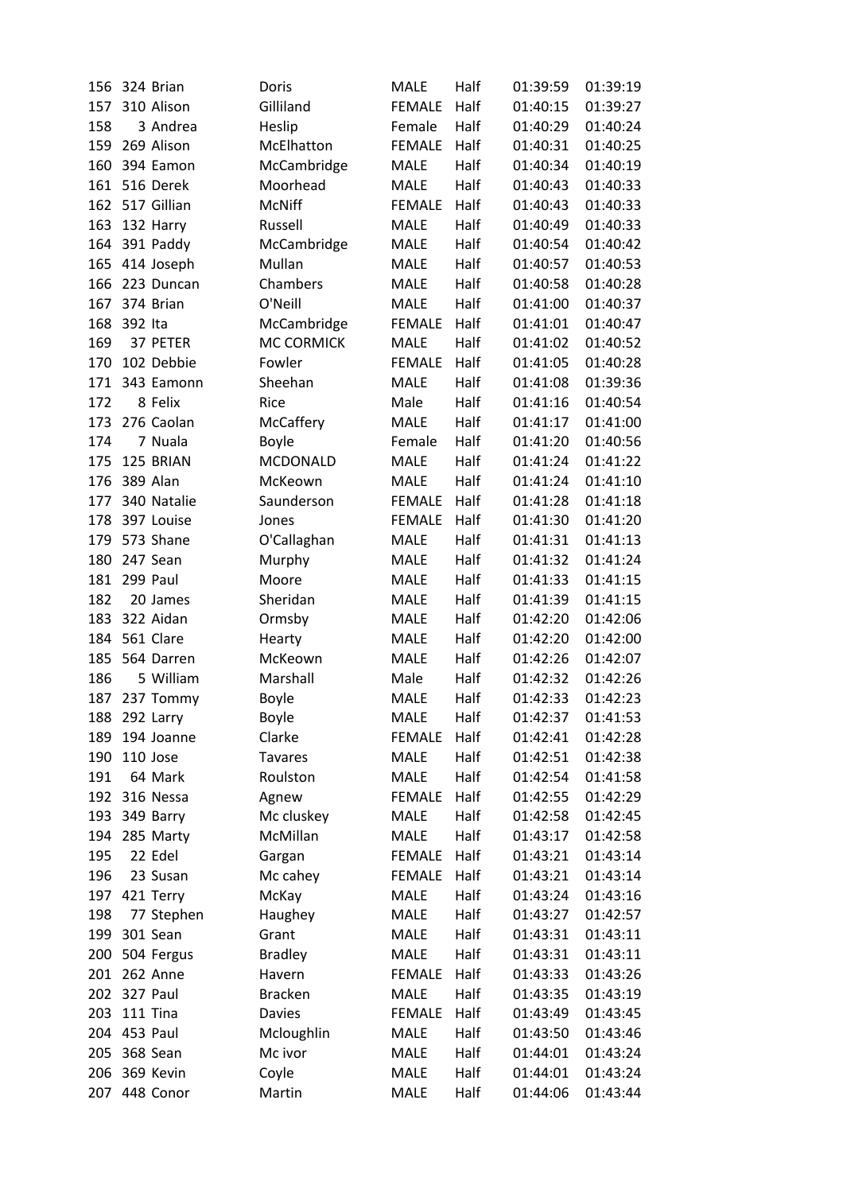| | | | | | | | |
|---|---|---|---|---|---|---|---|
| 156 | 324 | Brian | Doris | MALE | Half | 01:39:59 | 01:39:19 |
| 157 | 310 | Alison | Gilliland | FEMALE | Half | 01:40:15 | 01:39:27 |
| 158 | 3 | Andrea | Heslip | Female | Half | 01:40:29 | 01:40:24 |
| 159 | 269 | Alison | McElhatton | FEMALE | Half | 01:40:31 | 01:40:25 |
| 160 | 394 | Eamon | McCambridge | MALE | Half | 01:40:34 | 01:40:19 |
| 161 | 516 | Derek | Moorhead | MALE | Half | 01:40:43 | 01:40:33 |
| 162 | 517 | Gillian | McNiff | FEMALE | Half | 01:40:43 | 01:40:33 |
| 163 | 132 | Harry | Russell | MALE | Half | 01:40:49 | 01:40:33 |
| 164 | 391 | Paddy | McCambridge | MALE | Half | 01:40:54 | 01:40:42 |
| 165 | 414 | Joseph | Mullan | MALE | Half | 01:40:57 | 01:40:53 |
| 166 | 223 | Duncan | Chambers | MALE | Half | 01:40:58 | 01:40:28 |
| 167 | 374 | Brian | O'Neill | MALE | Half | 01:41:00 | 01:40:37 |
| 168 | 392 | Ita | McCambridge | FEMALE | Half | 01:41:01 | 01:40:47 |
| 169 | 37 | PETER | MC CORMICK | MALE | Half | 01:41:02 | 01:40:52 |
| 170 | 102 | Debbie | Fowler | FEMALE | Half | 01:41:05 | 01:40:28 |
| 171 | 343 | Eamonn | Sheehan | MALE | Half | 01:41:08 | 01:39:36 |
| 172 | 8 | Felix | Rice | Male | Half | 01:41:16 | 01:40:54 |
| 173 | 276 | Caolan | McCaffery | MALE | Half | 01:41:17 | 01:41:00 |
| 174 | 7 | Nuala | Boyle | Female | Half | 01:41:20 | 01:40:56 |
| 175 | 125 | BRIAN | MCDONALD | MALE | Half | 01:41:24 | 01:41:22 |
| 176 | 389 | Alan | McKeown | MALE | Half | 01:41:24 | 01:41:10 |
| 177 | 340 | Natalie | Saunderson | FEMALE | Half | 01:41:28 | 01:41:18 |
| 178 | 397 | Louise | Jones | FEMALE | Half | 01:41:30 | 01:41:20 |
| 179 | 573 | Shane | O'Callaghan | MALE | Half | 01:41:31 | 01:41:13 |
| 180 | 247 | Sean | Murphy | MALE | Half | 01:41:32 | 01:41:24 |
| 181 | 299 | Paul | Moore | MALE | Half | 01:41:33 | 01:41:15 |
| 182 | 20 | James | Sheridan | MALE | Half | 01:41:39 | 01:41:15 |
| 183 | 322 | Aidan | Ormsby | MALE | Half | 01:42:20 | 01:42:06 |
| 184 | 561 | Clare | Hearty | MALE | Half | 01:42:20 | 01:42:00 |
| 185 | 564 | Darren | McKeown | MALE | Half | 01:42:26 | 01:42:07 |
| 186 | 5 | William | Marshall | Male | Half | 01:42:32 | 01:42:26 |
| 187 | 237 | Tommy | Boyle | MALE | Half | 01:42:33 | 01:42:23 |
| 188 | 292 | Larry | Boyle | MALE | Half | 01:42:37 | 01:41:53 |
| 189 | 194 | Joanne | Clarke | FEMALE | Half | 01:42:41 | 01:42:28 |
| 190 | 110 | Jose | Tavares | MALE | Half | 01:42:51 | 01:42:38 |
| 191 | 64 | Mark | Roulston | MALE | Half | 01:42:54 | 01:41:58 |
| 192 | 316 | Nessa | Agnew | FEMALE | Half | 01:42:55 | 01:42:29 |
| 193 | 349 | Barry | Mc cluskey | MALE | Half | 01:42:58 | 01:42:45 |
| 194 | 285 | Marty | McMillan | MALE | Half | 01:43:17 | 01:42:58 |
| 195 | 22 | Edel | Gargan | FEMALE | Half | 01:43:21 | 01:43:14 |
| 196 | 23 | Susan | Mc cahey | FEMALE | Half | 01:43:21 | 01:43:14 |
| 197 | 421 | Terry | McKay | MALE | Half | 01:43:24 | 01:43:16 |
| 198 | 77 | Stephen | Haughey | MALE | Half | 01:43:27 | 01:42:57 |
| 199 | 301 | Sean | Grant | MALE | Half | 01:43:31 | 01:43:11 |
| 200 | 504 | Fergus | Bradley | MALE | Half | 01:43:31 | 01:43:11 |
| 201 | 262 | Anne | Havern | FEMALE | Half | 01:43:33 | 01:43:26 |
| 202 | 327 | Paul | Bracken | MALE | Half | 01:43:35 | 01:43:19 |
| 203 | 111 | Tina | Davies | FEMALE | Half | 01:43:49 | 01:43:45 |
| 204 | 453 | Paul | Mcloughlin | MALE | Half | 01:43:50 | 01:43:46 |
| 205 | 368 | Sean | Mc ivor | MALE | Half | 01:44:01 | 01:43:24 |
| 206 | 369 | Kevin | Coyle | MALE | Half | 01:44:01 | 01:43:24 |
| 207 | 448 | Conor | Martin | MALE | Half | 01:44:06 | 01:43:44 |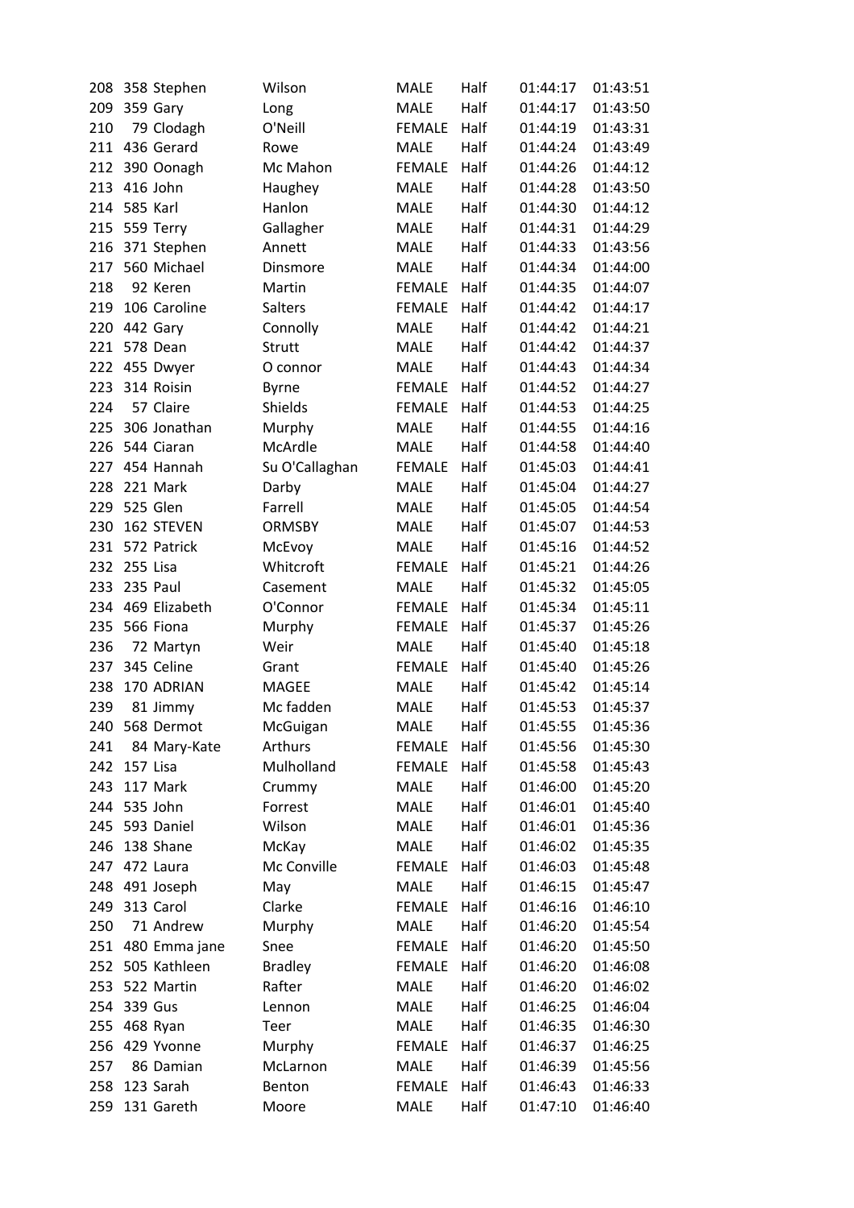| | | | | | | | |
|---|---|---|---|---|---|---|---|
| 208 | 358 | Stephen | Wilson | MALE | Half | 01:44:17 | 01:43:51 |
| 209 | 359 | Gary | Long | MALE | Half | 01:44:17 | 01:43:50 |
| 210 | 79 | Clodagh | O'Neill | FEMALE | Half | 01:44:19 | 01:43:31 |
| 211 | 436 | Gerard | Rowe | MALE | Half | 01:44:24 | 01:43:49 |
| 212 | 390 | Oonagh | Mc Mahon | FEMALE | Half | 01:44:26 | 01:44:12 |
| 213 | 416 | John | Haughey | MALE | Half | 01:44:28 | 01:43:50 |
| 214 | 585 | Karl | Hanlon | MALE | Half | 01:44:30 | 01:44:12 |
| 215 | 559 | Terry | Gallagher | MALE | Half | 01:44:31 | 01:44:29 |
| 216 | 371 | Stephen | Annett | MALE | Half | 01:44:33 | 01:43:56 |
| 217 | 560 | Michael | Dinsmore | MALE | Half | 01:44:34 | 01:44:00 |
| 218 | 92 | Keren | Martin | FEMALE | Half | 01:44:35 | 01:44:07 |
| 219 | 106 | Caroline | Salters | FEMALE | Half | 01:44:42 | 01:44:17 |
| 220 | 442 | Gary | Connolly | MALE | Half | 01:44:42 | 01:44:21 |
| 221 | 578 | Dean | Strutt | MALE | Half | 01:44:42 | 01:44:37 |
| 222 | 455 | Dwyer | O connor | MALE | Half | 01:44:43 | 01:44:34 |
| 223 | 314 | Roisin | Byrne | FEMALE | Half | 01:44:52 | 01:44:27 |
| 224 | 57 | Claire | Shields | FEMALE | Half | 01:44:53 | 01:44:25 |
| 225 | 306 | Jonathan | Murphy | MALE | Half | 01:44:55 | 01:44:16 |
| 226 | 544 | Ciaran | McArdle | MALE | Half | 01:44:58 | 01:44:40 |
| 227 | 454 | Hannah | Su O'Callaghan | FEMALE | Half | 01:45:03 | 01:44:41 |
| 228 | 221 | Mark | Darby | MALE | Half | 01:45:04 | 01:44:27 |
| 229 | 525 | Glen | Farrell | MALE | Half | 01:45:05 | 01:44:54 |
| 230 | 162 | STEVEN | ORMSBY | MALE | Half | 01:45:07 | 01:44:53 |
| 231 | 572 | Patrick | McEvoy | MALE | Half | 01:45:16 | 01:44:52 |
| 232 | 255 | Lisa | Whitcroft | FEMALE | Half | 01:45:21 | 01:44:26 |
| 233 | 235 | Paul | Casement | MALE | Half | 01:45:32 | 01:45:05 |
| 234 | 469 | Elizabeth | O'Connor | FEMALE | Half | 01:45:34 | 01:45:11 |
| 235 | 566 | Fiona | Murphy | FEMALE | Half | 01:45:37 | 01:45:26 |
| 236 | 72 | Martyn | Weir | MALE | Half | 01:45:40 | 01:45:18 |
| 237 | 345 | Celine | Grant | FEMALE | Half | 01:45:40 | 01:45:26 |
| 238 | 170 | ADRIAN | MAGEE | MALE | Half | 01:45:42 | 01:45:14 |
| 239 | 81 | Jimmy | Mc fadden | MALE | Half | 01:45:53 | 01:45:37 |
| 240 | 568 | Dermot | McGuigan | MALE | Half | 01:45:55 | 01:45:36 |
| 241 | 84 | Mary-Kate | Arthurs | FEMALE | Half | 01:45:56 | 01:45:30 |
| 242 | 157 | Lisa | Mulholland | FEMALE | Half | 01:45:58 | 01:45:43 |
| 243 | 117 | Mark | Crummy | MALE | Half | 01:46:00 | 01:45:20 |
| 244 | 535 | John | Forrest | MALE | Half | 01:46:01 | 01:45:40 |
| 245 | 593 | Daniel | Wilson | MALE | Half | 01:46:01 | 01:45:36 |
| 246 | 138 | Shane | McKay | MALE | Half | 01:46:02 | 01:45:35 |
| 247 | 472 | Laura | Mc Conville | FEMALE | Half | 01:46:03 | 01:45:48 |
| 248 | 491 | Joseph | May | MALE | Half | 01:46:15 | 01:45:47 |
| 249 | 313 | Carol | Clarke | FEMALE | Half | 01:46:16 | 01:46:10 |
| 250 | 71 | Andrew | Murphy | MALE | Half | 01:46:20 | 01:45:54 |
| 251 | 480 | Emma jane | Snee | FEMALE | Half | 01:46:20 | 01:45:50 |
| 252 | 505 | Kathleen | Bradley | FEMALE | Half | 01:46:20 | 01:46:08 |
| 253 | 522 | Martin | Rafter | MALE | Half | 01:46:20 | 01:46:02 |
| 254 | 339 | Gus | Lennon | MALE | Half | 01:46:25 | 01:46:04 |
| 255 | 468 | Ryan | Teer | MALE | Half | 01:46:35 | 01:46:30 |
| 256 | 429 | Yvonne | Murphy | FEMALE | Half | 01:46:37 | 01:46:25 |
| 257 | 86 | Damian | McLarnon | MALE | Half | 01:46:39 | 01:45:56 |
| 258 | 123 | Sarah | Benton | FEMALE | Half | 01:46:43 | 01:46:33 |
| 259 | 131 | Gareth | Moore | MALE | Half | 01:47:10 | 01:46:40 |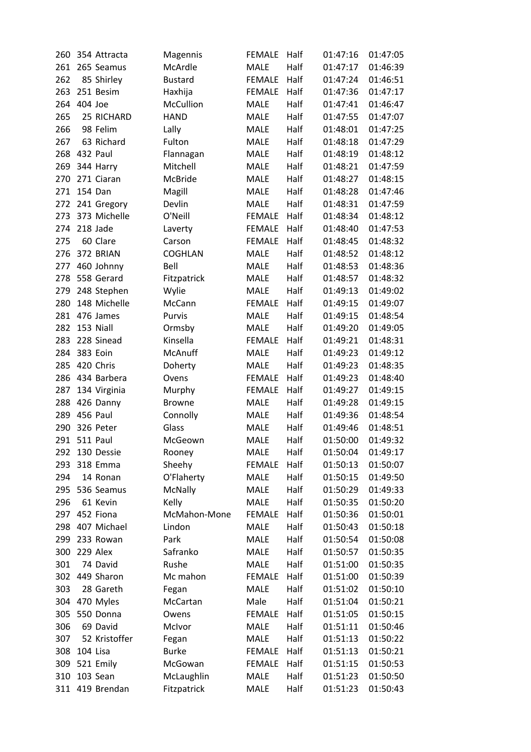| | | | | | | | |
|---|---|---|---|---|---|---|---|
| 260 | 354 | Attracta | Magennis | FEMALE | Half | 01:47:16 | 01:47:05 |
| 261 | 265 | Seamus | McArdle | MALE | Half | 01:47:17 | 01:46:39 |
| 262 | 85 | Shirley | Bustard | FEMALE | Half | 01:47:24 | 01:46:51 |
| 263 | 251 | Besim | Haxhija | FEMALE | Half | 01:47:36 | 01:47:17 |
| 264 | 404 | Joe | McCullion | MALE | Half | 01:47:41 | 01:46:47 |
| 265 | 25 | RICHARD | HAND | MALE | Half | 01:47:55 | 01:47:07 |
| 266 | 98 | Felim | Lally | MALE | Half | 01:48:01 | 01:47:25 |
| 267 | 63 | Richard | Fulton | MALE | Half | 01:48:18 | 01:47:29 |
| 268 | 432 | Paul | Flannagan | MALE | Half | 01:48:19 | 01:48:12 |
| 269 | 344 | Harry | Mitchell | MALE | Half | 01:48:21 | 01:47:59 |
| 270 | 271 | Ciaran | McBride | MALE | Half | 01:48:27 | 01:48:15 |
| 271 | 154 | Dan | Magill | MALE | Half | 01:48:28 | 01:47:46 |
| 272 | 241 | Gregory | Devlin | MALE | Half | 01:48:31 | 01:47:59 |
| 273 | 373 | Michelle | O'Neill | FEMALE | Half | 01:48:34 | 01:48:12 |
| 274 | 218 | Jade | Laverty | FEMALE | Half | 01:48:40 | 01:47:53 |
| 275 | 60 | Clare | Carson | FEMALE | Half | 01:48:45 | 01:48:32 |
| 276 | 372 | BRIAN | COGHLAN | MALE | Half | 01:48:52 | 01:48:12 |
| 277 | 460 | Johnny | Bell | MALE | Half | 01:48:53 | 01:48:36 |
| 278 | 558 | Gerard | Fitzpatrick | MALE | Half | 01:48:57 | 01:48:32 |
| 279 | 248 | Stephen | Wylie | MALE | Half | 01:49:13 | 01:49:02 |
| 280 | 148 | Michelle | McCann | FEMALE | Half | 01:49:15 | 01:49:07 |
| 281 | 476 | James | Purvis | MALE | Half | 01:49:15 | 01:48:54 |
| 282 | 153 | Niall | Ormsby | MALE | Half | 01:49:20 | 01:49:05 |
| 283 | 228 | Sinead | Kinsella | FEMALE | Half | 01:49:21 | 01:48:31 |
| 284 | 383 | Eoin | McAnuff | MALE | Half | 01:49:23 | 01:49:12 |
| 285 | 420 | Chris | Doherty | MALE | Half | 01:49:23 | 01:48:35 |
| 286 | 434 | Barbera | Ovens | FEMALE | Half | 01:49:23 | 01:48:40 |
| 287 | 134 | Virginia | Murphy | FEMALE | Half | 01:49:27 | 01:49:15 |
| 288 | 426 | Danny | Browne | MALE | Half | 01:49:28 | 01:49:15 |
| 289 | 456 | Paul | Connolly | MALE | Half | 01:49:36 | 01:48:54 |
| 290 | 326 | Peter | Glass | MALE | Half | 01:49:46 | 01:48:51 |
| 291 | 511 | Paul | McGeown | MALE | Half | 01:50:00 | 01:49:32 |
| 292 | 130 | Dessie | Rooney | MALE | Half | 01:50:04 | 01:49:17 |
| 293 | 318 | Emma | Sheehy | FEMALE | Half | 01:50:13 | 01:50:07 |
| 294 | 14 | Ronan | O'Flaherty | MALE | Half | 01:50:15 | 01:49:50 |
| 295 | 536 | Seamus | McNally | MALE | Half | 01:50:29 | 01:49:33 |
| 296 | 61 | Kevin | Kelly | MALE | Half | 01:50:35 | 01:50:20 |
| 297 | 452 | Fiona | McMahon-Mone | FEMALE | Half | 01:50:36 | 01:50:01 |
| 298 | 407 | Michael | Lindon | MALE | Half | 01:50:43 | 01:50:18 |
| 299 | 233 | Rowan | Park | MALE | Half | 01:50:54 | 01:50:08 |
| 300 | 229 | Alex | Safranko | MALE | Half | 01:50:57 | 01:50:35 |
| 301 | 74 | David | Rushe | MALE | Half | 01:51:00 | 01:50:35 |
| 302 | 449 | Sharon | Mc mahon | FEMALE | Half | 01:51:00 | 01:50:39 |
| 303 | 28 | Gareth | Fegan | MALE | Half | 01:51:02 | 01:50:10 |
| 304 | 470 | Myles | McCartan | Male | Half | 01:51:04 | 01:50:21 |
| 305 | 550 | Donna | Owens | FEMALE | Half | 01:51:05 | 01:50:15 |
| 306 | 69 | David | McIvor | MALE | Half | 01:51:11 | 01:50:46 |
| 307 | 52 | Kristoffer | Fegan | MALE | Half | 01:51:13 | 01:50:22 |
| 308 | 104 | Lisa | Burke | FEMALE | Half | 01:51:13 | 01:50:21 |
| 309 | 521 | Emily | McGowan | FEMALE | Half | 01:51:15 | 01:50:53 |
| 310 | 103 | Sean | McLaughlin | MALE | Half | 01:51:23 | 01:50:50 |
| 311 | 419 | Brendan | Fitzpatrick | MALE | Half | 01:51:23 | 01:50:43 |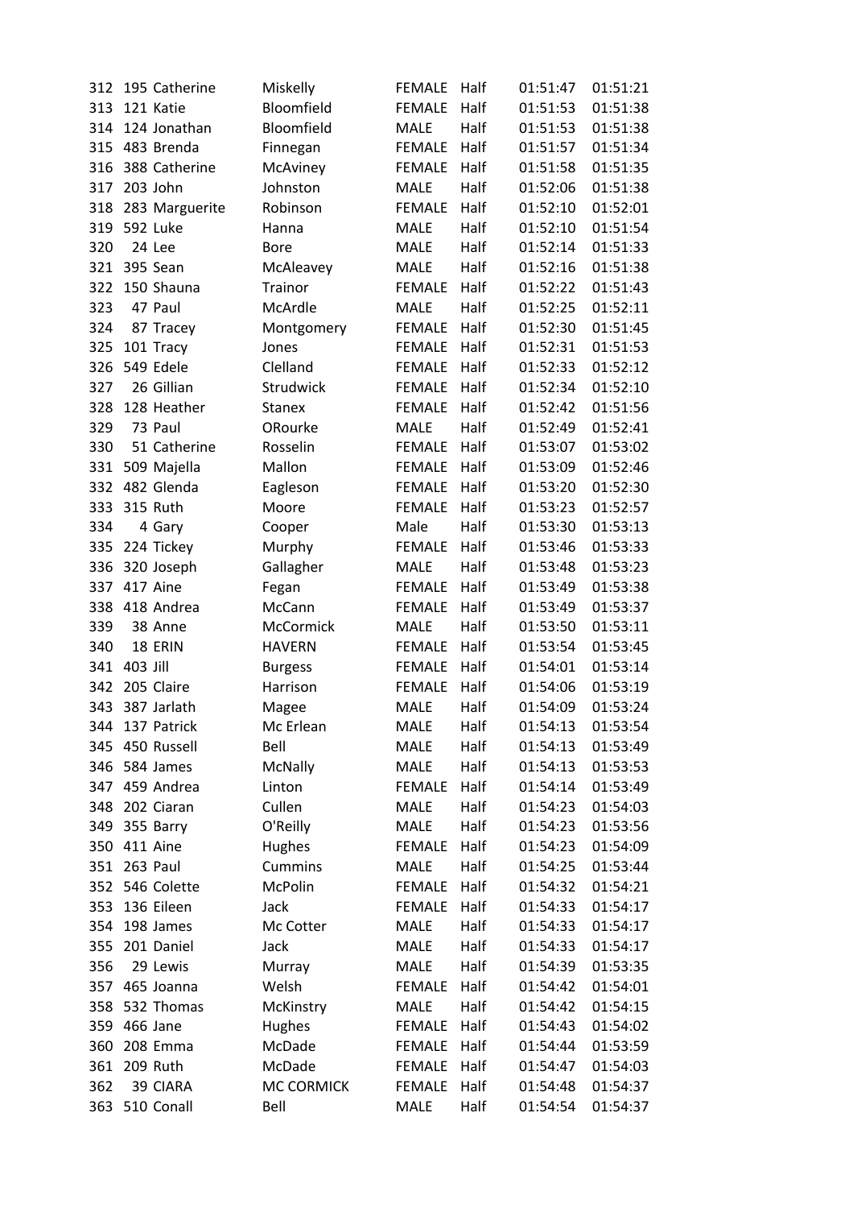| | | | | | | | |
|---|---|---|---|---|---|---|---|
| 312 | 195 | Catherine | Miskelly | FEMALE | Half | 01:51:47 | 01:51:21 |
| 313 | 121 | Katie | Bloomfield | FEMALE | Half | 01:51:53 | 01:51:38 |
| 314 | 124 | Jonathan | Bloomfield | MALE | Half | 01:51:53 | 01:51:38 |
| 315 | 483 | Brenda | Finnegan | FEMALE | Half | 01:51:57 | 01:51:34 |
| 316 | 388 | Catherine | McAviney | FEMALE | Half | 01:51:58 | 01:51:35 |
| 317 | 203 | John | Johnston | MALE | Half | 01:52:06 | 01:51:38 |
| 318 | 283 | Marguerite | Robinson | FEMALE | Half | 01:52:10 | 01:52:01 |
| 319 | 592 | Luke | Hanna | MALE | Half | 01:52:10 | 01:51:54 |
| 320 | 24 | Lee | Bore | MALE | Half | 01:52:14 | 01:51:33 |
| 321 | 395 | Sean | McAleavey | MALE | Half | 01:52:16 | 01:51:38 |
| 322 | 150 | Shauna | Trainor | FEMALE | Half | 01:52:22 | 01:51:43 |
| 323 | 47 | Paul | McArdle | MALE | Half | 01:52:25 | 01:52:11 |
| 324 | 87 | Tracey | Montgomery | FEMALE | Half | 01:52:30 | 01:51:45 |
| 325 | 101 | Tracy | Jones | FEMALE | Half | 01:52:31 | 01:51:53 |
| 326 | 549 | Edele | Clelland | FEMALE | Half | 01:52:33 | 01:52:12 |
| 327 | 26 | Gillian | Strudwick | FEMALE | Half | 01:52:34 | 01:52:10 |
| 328 | 128 | Heather | Stanex | FEMALE | Half | 01:52:42 | 01:51:56 |
| 329 | 73 | Paul | ORourke | MALE | Half | 01:52:49 | 01:52:41 |
| 330 | 51 | Catherine | Rosselin | FEMALE | Half | 01:53:07 | 01:53:02 |
| 331 | 509 | Majella | Mallon | FEMALE | Half | 01:53:09 | 01:52:46 |
| 332 | 482 | Glenda | Eagleson | FEMALE | Half | 01:53:20 | 01:52:30 |
| 333 | 315 | Ruth | Moore | FEMALE | Half | 01:53:23 | 01:52:57 |
| 334 | 4 | Gary | Cooper | Male | Half | 01:53:30 | 01:53:13 |
| 335 | 224 | Tickey | Murphy | FEMALE | Half | 01:53:46 | 01:53:33 |
| 336 | 320 | Joseph | Gallagher | MALE | Half | 01:53:48 | 01:53:23 |
| 337 | 417 | Aine | Fegan | FEMALE | Half | 01:53:49 | 01:53:38 |
| 338 | 418 | Andrea | McCann | FEMALE | Half | 01:53:49 | 01:53:37 |
| 339 | 38 | Anne | McCormick | MALE | Half | 01:53:50 | 01:53:11 |
| 340 | 18 | ERIN | HAVERN | FEMALE | Half | 01:53:54 | 01:53:45 |
| 341 | 403 | Jill | Burgess | FEMALE | Half | 01:54:01 | 01:53:14 |
| 342 | 205 | Claire | Harrison | FEMALE | Half | 01:54:06 | 01:53:19 |
| 343 | 387 | Jarlath | Magee | MALE | Half | 01:54:09 | 01:53:24 |
| 344 | 137 | Patrick | Mc Erlean | MALE | Half | 01:54:13 | 01:53:54 |
| 345 | 450 | Russell | Bell | MALE | Half | 01:54:13 | 01:53:49 |
| 346 | 584 | James | McNally | MALE | Half | 01:54:13 | 01:53:53 |
| 347 | 459 | Andrea | Linton | FEMALE | Half | 01:54:14 | 01:53:49 |
| 348 | 202 | Ciaran | Cullen | MALE | Half | 01:54:23 | 01:54:03 |
| 349 | 355 | Barry | O'Reilly | MALE | Half | 01:54:23 | 01:53:56 |
| 350 | 411 | Aine | Hughes | FEMALE | Half | 01:54:23 | 01:54:09 |
| 351 | 263 | Paul | Cummins | MALE | Half | 01:54:25 | 01:53:44 |
| 352 | 546 | Colette | McPolin | FEMALE | Half | 01:54:32 | 01:54:21 |
| 353 | 136 | Eileen | Jack | FEMALE | Half | 01:54:33 | 01:54:17 |
| 354 | 198 | James | Mc Cotter | MALE | Half | 01:54:33 | 01:54:17 |
| 355 | 201 | Daniel | Jack | MALE | Half | 01:54:33 | 01:54:17 |
| 356 | 29 | Lewis | Murray | MALE | Half | 01:54:39 | 01:53:35 |
| 357 | 465 | Joanna | Welsh | FEMALE | Half | 01:54:42 | 01:54:01 |
| 358 | 532 | Thomas | McKinstry | MALE | Half | 01:54:42 | 01:54:15 |
| 359 | 466 | Jane | Hughes | FEMALE | Half | 01:54:43 | 01:54:02 |
| 360 | 208 | Emma | McDade | FEMALE | Half | 01:54:44 | 01:53:59 |
| 361 | 209 | Ruth | McDade | FEMALE | Half | 01:54:47 | 01:54:03 |
| 362 | 39 | CIARA | MC CORMICK | FEMALE | Half | 01:54:48 | 01:54:37 |
| 363 | 510 | Conall | Bell | MALE | Half | 01:54:54 | 01:54:37 |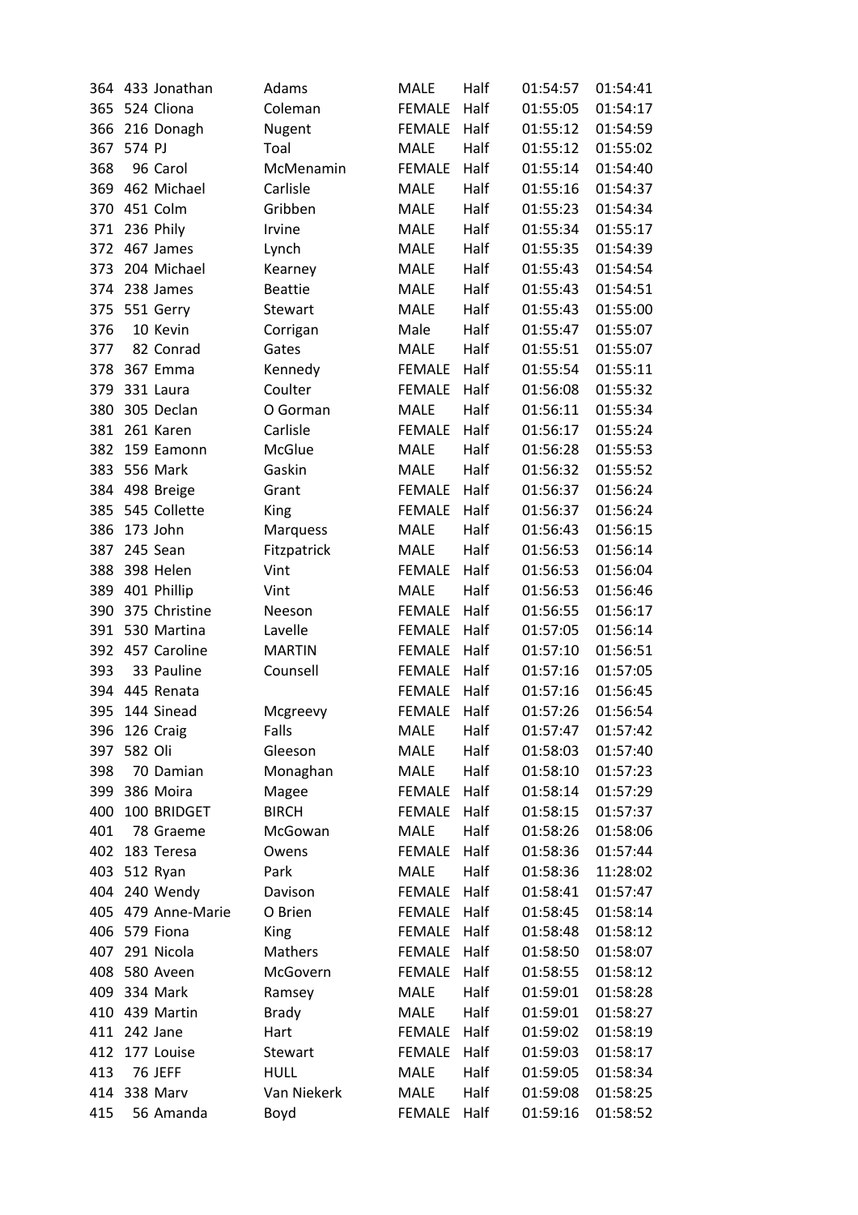| | | | | | | | |
|---|---|---|---|---|---|---|---|
| 364 | 433 | Jonathan | Adams | MALE | Half | 01:54:57 | 01:54:41 |
| 365 | 524 | Cliona | Coleman | FEMALE | Half | 01:55:05 | 01:54:17 |
| 366 | 216 | Donagh | Nugent | FEMALE | Half | 01:55:12 | 01:54:59 |
| 367 | 574 | PJ | Toal | MALE | Half | 01:55:12 | 01:55:02 |
| 368 | 96 | Carol | McMenamin | FEMALE | Half | 01:55:14 | 01:54:40 |
| 369 | 462 | Michael | Carlisle | MALE | Half | 01:55:16 | 01:54:37 |
| 370 | 451 | Colm | Gribben | MALE | Half | 01:55:23 | 01:54:34 |
| 371 | 236 | Phily | Irvine | MALE | Half | 01:55:34 | 01:55:17 |
| 372 | 467 | James | Lynch | MALE | Half | 01:55:35 | 01:54:39 |
| 373 | 204 | Michael | Kearney | MALE | Half | 01:55:43 | 01:54:54 |
| 374 | 238 | James | Beattie | MALE | Half | 01:55:43 | 01:54:51 |
| 375 | 551 | Gerry | Stewart | MALE | Half | 01:55:43 | 01:55:00 |
| 376 | 10 | Kevin | Corrigan | Male | Half | 01:55:47 | 01:55:07 |
| 377 | 82 | Conrad | Gates | MALE | Half | 01:55:51 | 01:55:07 |
| 378 | 367 | Emma | Kennedy | FEMALE | Half | 01:55:54 | 01:55:11 |
| 379 | 331 | Laura | Coulter | FEMALE | Half | 01:56:08 | 01:55:32 |
| 380 | 305 | Declan | O Gorman | MALE | Half | 01:56:11 | 01:55:34 |
| 381 | 261 | Karen | Carlisle | FEMALE | Half | 01:56:17 | 01:55:24 |
| 382 | 159 | Eamonn | McGlue | MALE | Half | 01:56:28 | 01:55:53 |
| 383 | 556 | Mark | Gaskin | MALE | Half | 01:56:32 | 01:55:52 |
| 384 | 498 | Breige | Grant | FEMALE | Half | 01:56:37 | 01:56:24 |
| 385 | 545 | Collette | King | FEMALE | Half | 01:56:37 | 01:56:24 |
| 386 | 173 | John | Marquess | MALE | Half | 01:56:43 | 01:56:15 |
| 387 | 245 | Sean | Fitzpatrick | MALE | Half | 01:56:53 | 01:56:14 |
| 388 | 398 | Helen | Vint | FEMALE | Half | 01:56:53 | 01:56:04 |
| 389 | 401 | Phillip | Vint | MALE | Half | 01:56:53 | 01:56:46 |
| 390 | 375 | Christine | Neeson | FEMALE | Half | 01:56:55 | 01:56:17 |
| 391 | 530 | Martina | Lavelle | FEMALE | Half | 01:57:05 | 01:56:14 |
| 392 | 457 | Caroline | MARTIN | FEMALE | Half | 01:57:10 | 01:56:51 |
| 393 | 33 | Pauline | Counsell | FEMALE | Half | 01:57:16 | 01:57:05 |
| 394 | 445 | Renata | | FEMALE | Half | 01:57:16 | 01:56:45 |
| 395 | 144 | Sinead | Mcgreevy | FEMALE | Half | 01:57:26 | 01:56:54 |
| 396 | 126 | Craig | Falls | MALE | Half | 01:57:47 | 01:57:42 |
| 397 | 582 | Oli | Gleeson | MALE | Half | 01:58:03 | 01:57:40 |
| 398 | 70 | Damian | Monaghan | MALE | Half | 01:58:10 | 01:57:23 |
| 399 | 386 | Moira | Magee | FEMALE | Half | 01:58:14 | 01:57:29 |
| 400 | 100 | BRIDGET | BIRCH | FEMALE | Half | 01:58:15 | 01:57:37 |
| 401 | 78 | Graeme | McGowan | MALE | Half | 01:58:26 | 01:58:06 |
| 402 | 183 | Teresa | Owens | FEMALE | Half | 01:58:36 | 01:57:44 |
| 403 | 512 | Ryan | Park | MALE | Half | 01:58:36 | 11:28:02 |
| 404 | 240 | Wendy | Davison | FEMALE | Half | 01:58:41 | 01:57:47 |
| 405 | 479 | Anne-Marie | O Brien | FEMALE | Half | 01:58:45 | 01:58:14 |
| 406 | 579 | Fiona | King | FEMALE | Half | 01:58:48 | 01:58:12 |
| 407 | 291 | Nicola | Mathers | FEMALE | Half | 01:58:50 | 01:58:07 |
| 408 | 580 | Aveen | McGovern | FEMALE | Half | 01:58:55 | 01:58:12 |
| 409 | 334 | Mark | Ramsey | MALE | Half | 01:59:01 | 01:58:28 |
| 410 | 439 | Martin | Brady | MALE | Half | 01:59:01 | 01:58:27 |
| 411 | 242 | Jane | Hart | FEMALE | Half | 01:59:02 | 01:58:19 |
| 412 | 177 | Louise | Stewart | FEMALE | Half | 01:59:03 | 01:58:17 |
| 413 | 76 | JEFF | HULL | MALE | Half | 01:59:05 | 01:58:34 |
| 414 | 338 | Marv | Van Niekerk | MALE | Half | 01:59:08 | 01:58:25 |
| 415 | 56 | Amanda | Boyd | FEMALE | Half | 01:59:16 | 01:58:52 |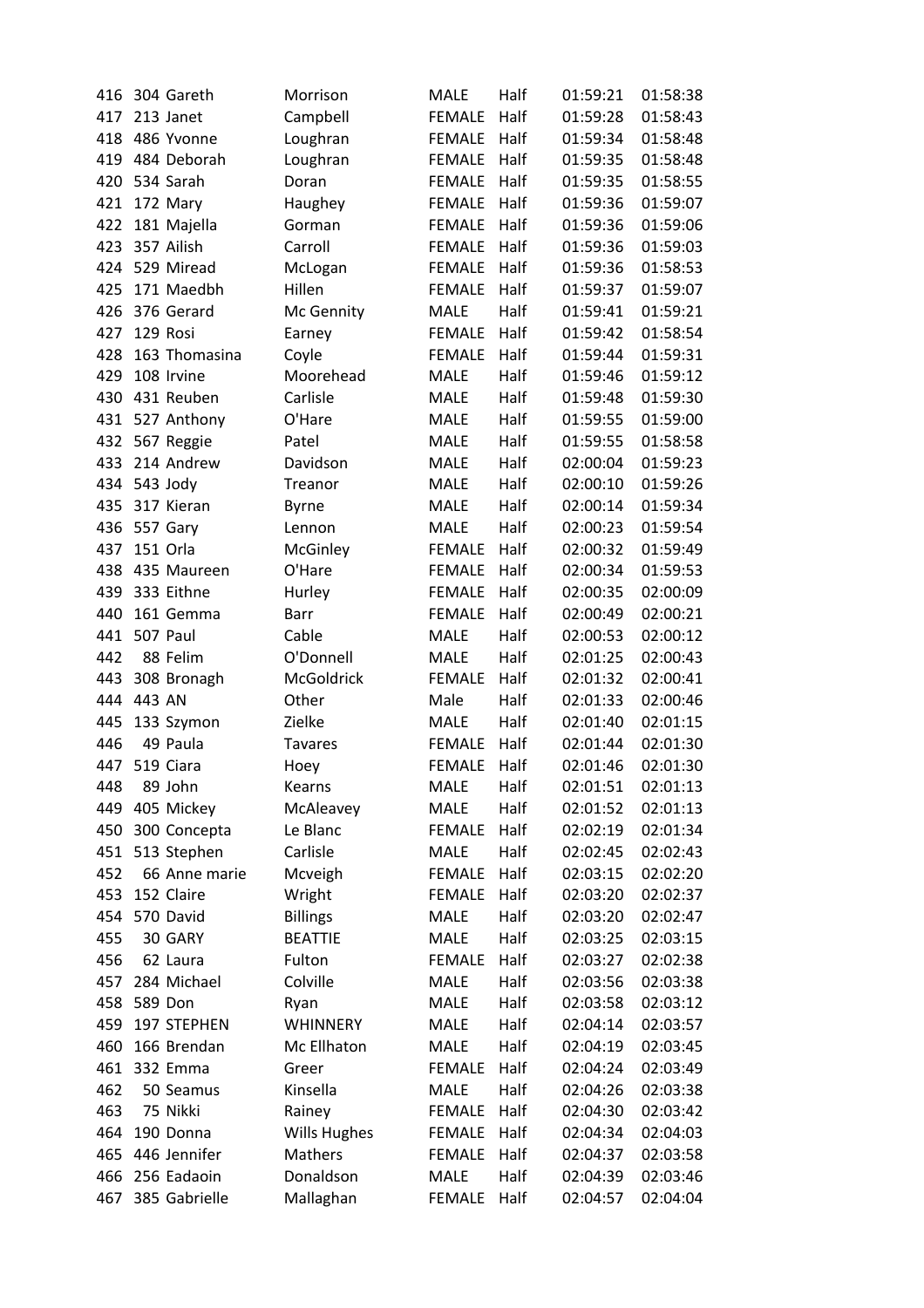| | | | | | | | |
|---|---|---|---|---|---|---|---|
| 416 | 304 | Gareth | Morrison | MALE | Half | 01:59:21 | 01:58:38 |
| 417 | 213 | Janet | Campbell | FEMALE | Half | 01:59:28 | 01:58:43 |
| 418 | 486 | Yvonne | Loughran | FEMALE | Half | 01:59:34 | 01:58:48 |
| 419 | 484 | Deborah | Loughran | FEMALE | Half | 01:59:35 | 01:58:48 |
| 420 | 534 | Sarah | Doran | FEMALE | Half | 01:59:35 | 01:58:55 |
| 421 | 172 | Mary | Haughey | FEMALE | Half | 01:59:36 | 01:59:07 |
| 422 | 181 | Majella | Gorman | FEMALE | Half | 01:59:36 | 01:59:06 |
| 423 | 357 | Ailish | Carroll | FEMALE | Half | 01:59:36 | 01:59:03 |
| 424 | 529 | Miread | McLogan | FEMALE | Half | 01:59:36 | 01:58:53 |
| 425 | 171 | Maedbh | Hillen | FEMALE | Half | 01:59:37 | 01:59:07 |
| 426 | 376 | Gerard | Mc Gennity | MALE | Half | 01:59:41 | 01:59:21 |
| 427 | 129 | Rosi | Earney | FEMALE | Half | 01:59:42 | 01:58:54 |
| 428 | 163 | Thomasina | Coyle | FEMALE | Half | 01:59:44 | 01:59:31 |
| 429 | 108 | Irvine | Moorehead | MALE | Half | 01:59:46 | 01:59:12 |
| 430 | 431 | Reuben | Carlisle | MALE | Half | 01:59:48 | 01:59:30 |
| 431 | 527 | Anthony | O'Hare | MALE | Half | 01:59:55 | 01:59:00 |
| 432 | 567 | Reggie | Patel | MALE | Half | 01:59:55 | 01:58:58 |
| 433 | 214 | Andrew | Davidson | MALE | Half | 02:00:04 | 01:59:23 |
| 434 | 543 | Jody | Treanor | MALE | Half | 02:00:10 | 01:59:26 |
| 435 | 317 | Kieran | Byrne | MALE | Half | 02:00:14 | 01:59:34 |
| 436 | 557 | Gary | Lennon | MALE | Half | 02:00:23 | 01:59:54 |
| 437 | 151 | Orla | McGinley | FEMALE | Half | 02:00:32 | 01:59:49 |
| 438 | 435 | Maureen | O'Hare | FEMALE | Half | 02:00:34 | 01:59:53 |
| 439 | 333 | Eithne | Hurley | FEMALE | Half | 02:00:35 | 02:00:09 |
| 440 | 161 | Gemma | Barr | FEMALE | Half | 02:00:49 | 02:00:21 |
| 441 | 507 | Paul | Cable | MALE | Half | 02:00:53 | 02:00:12 |
| 442 | 88 | Felim | O'Donnell | MALE | Half | 02:01:25 | 02:00:43 |
| 443 | 308 | Bronagh | McGoldrick | FEMALE | Half | 02:01:32 | 02:00:41 |
| 444 | 443 | AN | Other | Male | Half | 02:01:33 | 02:00:46 |
| 445 | 133 | Szymon | Zielke | MALE | Half | 02:01:40 | 02:01:15 |
| 446 | 49 | Paula | Tavares | FEMALE | Half | 02:01:44 | 02:01:30 |
| 447 | 519 | Ciara | Hoey | FEMALE | Half | 02:01:46 | 02:01:30 |
| 448 | 89 | John | Kearns | MALE | Half | 02:01:51 | 02:01:13 |
| 449 | 405 | Mickey | McAleavey | MALE | Half | 02:01:52 | 02:01:13 |
| 450 | 300 | Concepta | Le Blanc | FEMALE | Half | 02:02:19 | 02:01:34 |
| 451 | 513 | Stephen | Carlisle | MALE | Half | 02:02:45 | 02:02:43 |
| 452 | 66 | Anne marie | Mcveigh | FEMALE | Half | 02:03:15 | 02:02:20 |
| 453 | 152 | Claire | Wright | FEMALE | Half | 02:03:20 | 02:02:37 |
| 454 | 570 | David | Billings | MALE | Half | 02:03:20 | 02:02:47 |
| 455 | 30 | GARY | BEATTIE | MALE | Half | 02:03:25 | 02:03:15 |
| 456 | 62 | Laura | Fulton | FEMALE | Half | 02:03:27 | 02:02:38 |
| 457 | 284 | Michael | Colville | MALE | Half | 02:03:56 | 02:03:38 |
| 458 | 589 | Don | Ryan | MALE | Half | 02:03:58 | 02:03:12 |
| 459 | 197 | STEPHEN | WHINNERY | MALE | Half | 02:04:14 | 02:03:57 |
| 460 | 166 | Brendan | Mc Ellhaton | MALE | Half | 02:04:19 | 02:03:45 |
| 461 | 332 | Emma | Greer | FEMALE | Half | 02:04:24 | 02:03:49 |
| 462 | 50 | Seamus | Kinsella | MALE | Half | 02:04:26 | 02:03:38 |
| 463 | 75 | Nikki | Rainey | FEMALE | Half | 02:04:30 | 02:03:42 |
| 464 | 190 | Donna | Wills Hughes | FEMALE | Half | 02:04:34 | 02:04:03 |
| 465 | 446 | Jennifer | Mathers | FEMALE | Half | 02:04:37 | 02:03:58 |
| 466 | 256 | Eadaoin | Donaldson | MALE | Half | 02:04:39 | 02:03:46 |
| 467 | 385 | Gabrielle | Mallaghan | FEMALE | Half | 02:04:57 | 02:04:04 |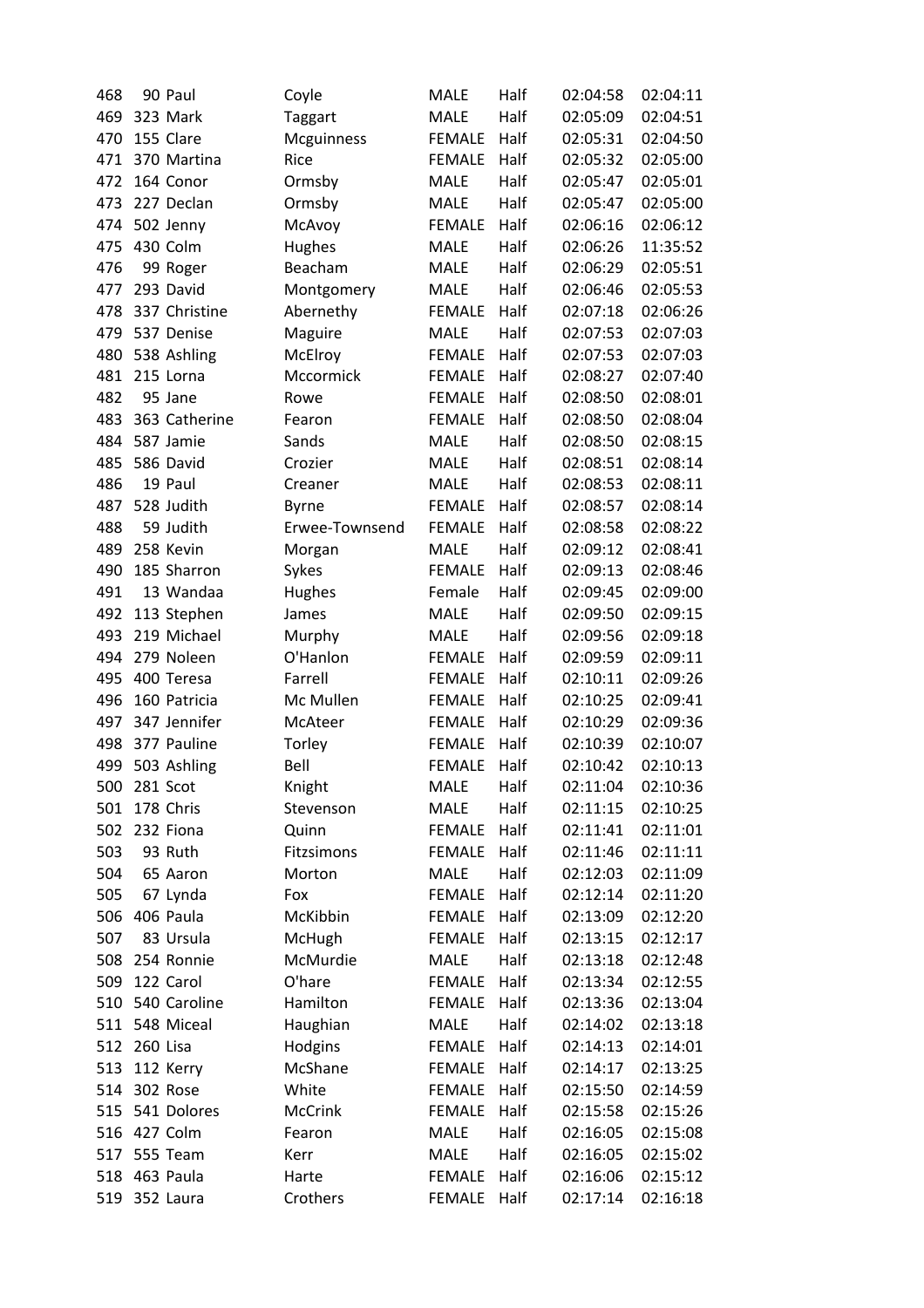| | | | | | | | |
|---|---|---|---|---|---|---|---|
| 468 | 90 | Paul | Coyle | MALE | Half | 02:04:58 | 02:04:11 |
| 469 | 323 | Mark | Taggart | MALE | Half | 02:05:09 | 02:04:51 |
| 470 | 155 | Clare | Mcguinness | FEMALE | Half | 02:05:31 | 02:04:50 |
| 471 | 370 | Martina | Rice | FEMALE | Half | 02:05:32 | 02:05:00 |
| 472 | 164 | Conor | Ormsby | MALE | Half | 02:05:47 | 02:05:01 |
| 473 | 227 | Declan | Ormsby | MALE | Half | 02:05:47 | 02:05:00 |
| 474 | 502 | Jenny | McAvoy | FEMALE | Half | 02:06:16 | 02:06:12 |
| 475 | 430 | Colm | Hughes | MALE | Half | 02:06:26 | 11:35:52 |
| 476 | 99 | Roger | Beacham | MALE | Half | 02:06:29 | 02:05:51 |
| 477 | 293 | David | Montgomery | MALE | Half | 02:06:46 | 02:05:53 |
| 478 | 337 | Christine | Abernethy | FEMALE | Half | 02:07:18 | 02:06:26 |
| 479 | 537 | Denise | Maguire | MALE | Half | 02:07:53 | 02:07:03 |
| 480 | 538 | Ashling | McElroy | FEMALE | Half | 02:07:53 | 02:07:03 |
| 481 | 215 | Lorna | Mccormick | FEMALE | Half | 02:08:27 | 02:07:40 |
| 482 | 95 | Jane | Rowe | FEMALE | Half | 02:08:50 | 02:08:01 |
| 483 | 363 | Catherine | Fearon | FEMALE | Half | 02:08:50 | 02:08:04 |
| 484 | 587 | Jamie | Sands | MALE | Half | 02:08:50 | 02:08:15 |
| 485 | 586 | David | Crozier | MALE | Half | 02:08:51 | 02:08:14 |
| 486 | 19 | Paul | Creaner | MALE | Half | 02:08:53 | 02:08:11 |
| 487 | 528 | Judith | Byrne | FEMALE | Half | 02:08:57 | 02:08:14 |
| 488 | 59 | Judith | Erwee-Townsend | FEMALE | Half | 02:08:58 | 02:08:22 |
| 489 | 258 | Kevin | Morgan | MALE | Half | 02:09:12 | 02:08:41 |
| 490 | 185 | Sharron | Sykes | FEMALE | Half | 02:09:13 | 02:08:46 |
| 491 | 13 | Wandaa | Hughes | Female | Half | 02:09:45 | 02:09:00 |
| 492 | 113 | Stephen | James | MALE | Half | 02:09:50 | 02:09:15 |
| 493 | 219 | Michael | Murphy | MALE | Half | 02:09:56 | 02:09:18 |
| 494 | 279 | Noleen | O'Hanlon | FEMALE | Half | 02:09:59 | 02:09:11 |
| 495 | 400 | Teresa | Farrell | FEMALE | Half | 02:10:11 | 02:09:26 |
| 496 | 160 | Patricia | Mc Mullen | FEMALE | Half | 02:10:25 | 02:09:41 |
| 497 | 347 | Jennifer | McAteer | FEMALE | Half | 02:10:29 | 02:09:36 |
| 498 | 377 | Pauline | Torley | FEMALE | Half | 02:10:39 | 02:10:07 |
| 499 | 503 | Ashling | Bell | FEMALE | Half | 02:10:42 | 02:10:13 |
| 500 | 281 | Scot | Knight | MALE | Half | 02:11:04 | 02:10:36 |
| 501 | 178 | Chris | Stevenson | MALE | Half | 02:11:15 | 02:10:25 |
| 502 | 232 | Fiona | Quinn | FEMALE | Half | 02:11:41 | 02:11:01 |
| 503 | 93 | Ruth | Fitzsimons | FEMALE | Half | 02:11:46 | 02:11:11 |
| 504 | 65 | Aaron | Morton | MALE | Half | 02:12:03 | 02:11:09 |
| 505 | 67 | Lynda | Fox | FEMALE | Half | 02:12:14 | 02:11:20 |
| 506 | 406 | Paula | McKibbin | FEMALE | Half | 02:13:09 | 02:12:20 |
| 507 | 83 | Ursula | McHugh | FEMALE | Half | 02:13:15 | 02:12:17 |
| 508 | 254 | Ronnie | McMurdie | MALE | Half | 02:13:18 | 02:12:48 |
| 509 | 122 | Carol | O'hare | FEMALE | Half | 02:13:34 | 02:12:55 |
| 510 | 540 | Caroline | Hamilton | FEMALE | Half | 02:13:36 | 02:13:04 |
| 511 | 548 | Miceal | Haughian | MALE | Half | 02:14:02 | 02:13:18 |
| 512 | 260 | Lisa | Hodgins | FEMALE | Half | 02:14:13 | 02:14:01 |
| 513 | 112 | Kerry | McShane | FEMALE | Half | 02:14:17 | 02:13:25 |
| 514 | 302 | Rose | White | FEMALE | Half | 02:15:50 | 02:14:59 |
| 515 | 541 | Dolores | McCrink | FEMALE | Half | 02:15:58 | 02:15:26 |
| 516 | 427 | Colm | Fearon | MALE | Half | 02:16:05 | 02:15:08 |
| 517 | 555 | Team | Kerr | MALE | Half | 02:16:05 | 02:15:02 |
| 518 | 463 | Paula | Harte | FEMALE | Half | 02:16:06 | 02:15:12 |
| 519 | 352 | Laura | Crothers | FEMALE | Half | 02:17:14 | 02:16:18 |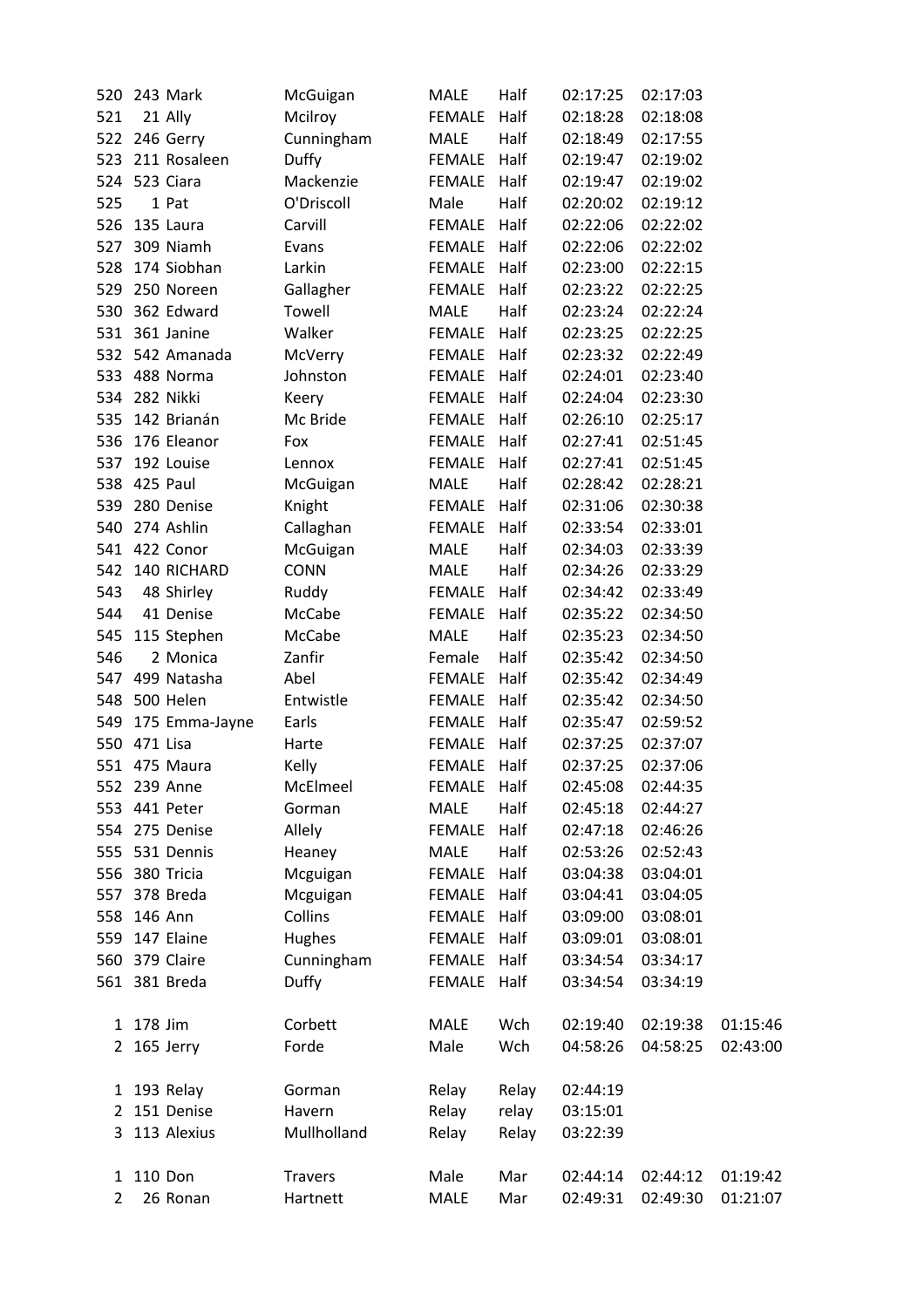| | | | | | | | | |
|---|---|---|---|---|---|---|---|---|
| 520 | 243 | Mark | McGuigan | MALE | Half | 02:17:25 | 02:17:03 | |
| 521 | 21 | Ally | Mcilroy | FEMALE | Half | 02:18:28 | 02:18:08 | |
| 522 | 246 | Gerry | Cunningham | MALE | Half | 02:18:49 | 02:17:55 | |
| 523 | 211 | Rosaleen | Duffy | FEMALE | Half | 02:19:47 | 02:19:02 | |
| 524 | 523 | Ciara | Mackenzie | FEMALE | Half | 02:19:47 | 02:19:02 | |
| 525 | 1 | Pat | O'Driscoll | Male | Half | 02:20:02 | 02:19:12 | |
| 526 | 135 | Laura | Carvill | FEMALE | Half | 02:22:06 | 02:22:02 | |
| 527 | 309 | Niamh | Evans | FEMALE | Half | 02:22:06 | 02:22:02 | |
| 528 | 174 | Siobhan | Larkin | FEMALE | Half | 02:23:00 | 02:22:15 | |
| 529 | 250 | Noreen | Gallagher | FEMALE | Half | 02:23:22 | 02:22:25 | |
| 530 | 362 | Edward | Towell | MALE | Half | 02:23:24 | 02:22:24 | |
| 531 | 361 | Janine | Walker | FEMALE | Half | 02:23:25 | 02:22:25 | |
| 532 | 542 | Amanada | McVerry | FEMALE | Half | 02:23:32 | 02:22:49 | |
| 533 | 488 | Norma | Johnston | FEMALE | Half | 02:24:01 | 02:23:40 | |
| 534 | 282 | Nikki | Keery | FEMALE | Half | 02:24:04 | 02:23:30 | |
| 535 | 142 | Brianán | Mc Bride | FEMALE | Half | 02:26:10 | 02:25:17 | |
| 536 | 176 | Eleanor | Fox | FEMALE | Half | 02:27:41 | 02:51:45 | |
| 537 | 192 | Louise | Lennox | FEMALE | Half | 02:27:41 | 02:51:45 | |
| 538 | 425 | Paul | McGuigan | MALE | Half | 02:28:42 | 02:28:21 | |
| 539 | 280 | Denise | Knight | FEMALE | Half | 02:31:06 | 02:30:38 | |
| 540 | 274 | Ashlin | Callaghan | FEMALE | Half | 02:33:54 | 02:33:01 | |
| 541 | 422 | Conor | McGuigan | MALE | Half | 02:34:03 | 02:33:39 | |
| 542 | 140 | RICHARD | CONN | MALE | Half | 02:34:26 | 02:33:29 | |
| 543 | 48 | Shirley | Ruddy | FEMALE | Half | 02:34:42 | 02:33:49 | |
| 544 | 41 | Denise | McCabe | FEMALE | Half | 02:35:22 | 02:34:50 | |
| 545 | 115 | Stephen | McCabe | MALE | Half | 02:35:23 | 02:34:50 | |
| 546 | 2 | Monica | Zanfir | Female | Half | 02:35:42 | 02:34:50 | |
| 547 | 499 | Natasha | Abel | FEMALE | Half | 02:35:42 | 02:34:49 | |
| 548 | 500 | Helen | Entwistle | FEMALE | Half | 02:35:42 | 02:34:50 | |
| 549 | 175 | Emma-Jayne | Earls | FEMALE | Half | 02:35:47 | 02:59:52 | |
| 550 | 471 | Lisa | Harte | FEMALE | Half | 02:37:25 | 02:37:07 | |
| 551 | 475 | Maura | Kelly | FEMALE | Half | 02:37:25 | 02:37:06 | |
| 552 | 239 | Anne | McElmeel | FEMALE | Half | 02:45:08 | 02:44:35 | |
| 553 | 441 | Peter | Gorman | MALE | Half | 02:45:18 | 02:44:27 | |
| 554 | 275 | Denise | Allely | FEMALE | Half | 02:47:18 | 02:46:26 | |
| 555 | 531 | Dennis | Heaney | MALE | Half | 02:53:26 | 02:52:43 | |
| 556 | 380 | Tricia | Mcguigan | FEMALE | Half | 03:04:38 | 03:04:01 | |
| 557 | 378 | Breda | Mcguigan | FEMALE | Half | 03:04:41 | 03:04:05 | |
| 558 | 146 | Ann | Collins | FEMALE | Half | 03:09:00 | 03:08:01 | |
| 559 | 147 | Elaine | Hughes | FEMALE | Half | 03:09:01 | 03:08:01 | |
| 560 | 379 | Claire | Cunningham | FEMALE | Half | 03:34:54 | 03:34:17 | |
| 561 | 381 | Breda | Duffy | FEMALE | Half | 03:34:54 | 03:34:19 | |
| | | | | | | | | |
| 1 | 178 | Jim | Corbett | MALE | Wch | 02:19:40 | 02:19:38 | 01:15:46 |
| 2 | 165 | Jerry | Forde | Male | Wch | 04:58:26 | 04:58:25 | 02:43:00 |
| | | | | | | | | |
| 1 | 193 | Relay | Gorman | Relay | Relay | 02:44:19 | | |
| 2 | 151 | Denise | Havern | Relay | relay | 03:15:01 | | |
| 3 | 113 | Alexius | Mullholland | Relay | Relay | 03:22:39 | | |
| | | | | | | | | |
| 1 | 110 | Don | Travers | Male | Mar | 02:44:14 | 02:44:12 | 01:19:42 |
| 2 | 26 | Ronan | Hartnett | MALE | Mar | 02:49:31 | 02:49:30 | 01:21:07 |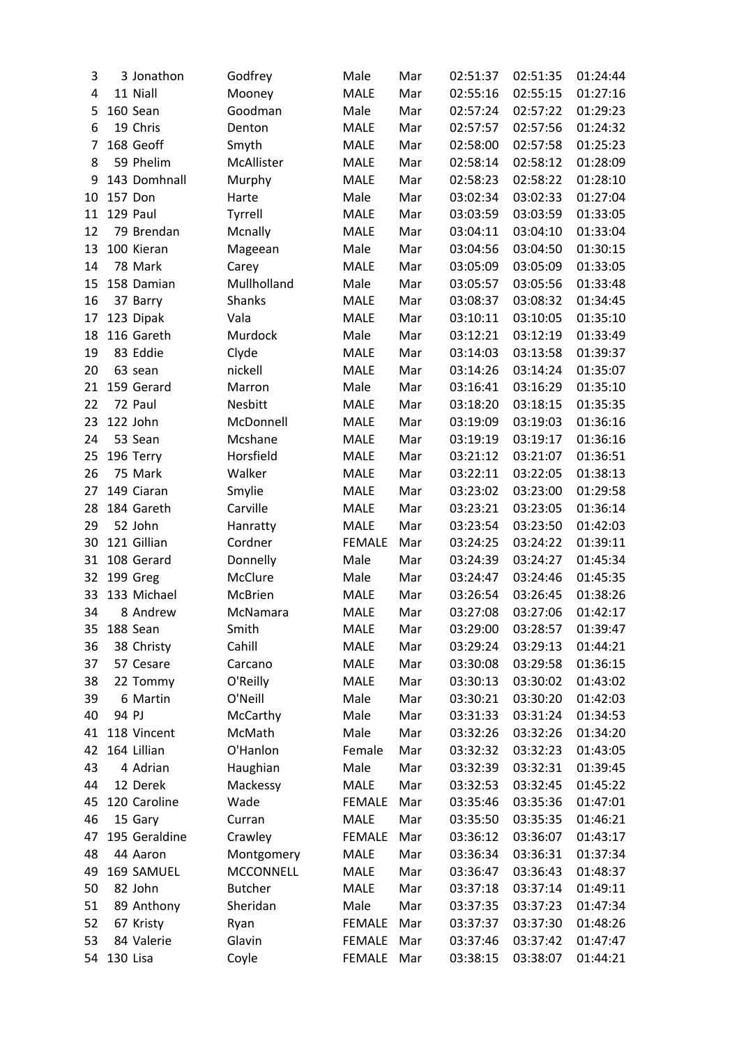| | | | | | | | | |
|---|---|---|---|---|---|---|---|---|
| 3 | 3 | Jonathon | Godfrey | Male | Mar | 02:51:37 | 02:51:35 | 01:24:44 |
| 4 | 11 | Niall | Mooney | MALE | Mar | 02:55:16 | 02:55:15 | 01:27:16 |
| 5 | 160 | Sean | Goodman | Male | Mar | 02:57:24 | 02:57:22 | 01:29:23 |
| 6 | 19 | Chris | Denton | MALE | Mar | 02:57:57 | 02:57:56 | 01:24:32 |
| 7 | 168 | Geoff | Smyth | MALE | Mar | 02:58:00 | 02:57:58 | 01:25:23 |
| 8 | 59 | Phelim | McAllister | MALE | Mar | 02:58:14 | 02:58:12 | 01:28:09 |
| 9 | 143 | Domhnall | Murphy | MALE | Mar | 02:58:23 | 02:58:22 | 01:28:10 |
| 10 | 157 | Don | Harte | Male | Mar | 03:02:34 | 03:02:33 | 01:27:04 |
| 11 | 129 | Paul | Tyrrell | MALE | Mar | 03:03:59 | 03:03:59 | 01:33:05 |
| 12 | 79 | Brendan | Mcnally | MALE | Mar | 03:04:11 | 03:04:10 | 01:33:04 |
| 13 | 100 | Kieran | Mageean | Male | Mar | 03:04:56 | 03:04:50 | 01:30:15 |
| 14 | 78 | Mark | Carey | MALE | Mar | 03:05:09 | 03:05:09 | 01:33:05 |
| 15 | 158 | Damian | Mullholland | Male | Mar | 03:05:57 | 03:05:56 | 01:33:48 |
| 16 | 37 | Barry | Shanks | MALE | Mar | 03:08:37 | 03:08:32 | 01:34:45 |
| 17 | 123 | Dipak | Vala | MALE | Mar | 03:10:11 | 03:10:05 | 01:35:10 |
| 18 | 116 | Gareth | Murdock | Male | Mar | 03:12:21 | 03:12:19 | 01:33:49 |
| 19 | 83 | Eddie | Clyde | MALE | Mar | 03:14:03 | 03:13:58 | 01:39:37 |
| 20 | 63 | sean | nickell | MALE | Mar | 03:14:26 | 03:14:24 | 01:35:07 |
| 21 | 159 | Gerard | Marron | Male | Mar | 03:16:41 | 03:16:29 | 01:35:10 |
| 22 | 72 | Paul | Nesbitt | MALE | Mar | 03:18:20 | 03:18:15 | 01:35:35 |
| 23 | 122 | John | McDonnell | MALE | Mar | 03:19:09 | 03:19:03 | 01:36:16 |
| 24 | 53 | Sean | Mcshane | MALE | Mar | 03:19:19 | 03:19:17 | 01:36:16 |
| 25 | 196 | Terry | Horsfield | MALE | Mar | 03:21:12 | 03:21:07 | 01:36:51 |
| 26 | 75 | Mark | Walker | MALE | Mar | 03:22:11 | 03:22:05 | 01:38:13 |
| 27 | 149 | Ciaran | Smylie | MALE | Mar | 03:23:02 | 03:23:00 | 01:29:58 |
| 28 | 184 | Gareth | Carville | MALE | Mar | 03:23:21 | 03:23:05 | 01:36:14 |
| 29 | 52 | John | Hanratty | MALE | Mar | 03:23:54 | 03:23:50 | 01:42:03 |
| 30 | 121 | Gillian | Cordner | FEMALE | Mar | 03:24:25 | 03:24:22 | 01:39:11 |
| 31 | 108 | Gerard | Donnelly | Male | Mar | 03:24:39 | 03:24:27 | 01:45:34 |
| 32 | 199 | Greg | McClure | Male | Mar | 03:24:47 | 03:24:46 | 01:45:35 |
| 33 | 133 | Michael | McBrien | MALE | Mar | 03:26:54 | 03:26:45 | 01:38:26 |
| 34 | 8 | Andrew | McNamara | MALE | Mar | 03:27:08 | 03:27:06 | 01:42:17 |
| 35 | 188 | Sean | Smith | MALE | Mar | 03:29:00 | 03:28:57 | 01:39:47 |
| 36 | 38 | Christy | Cahill | MALE | Mar | 03:29:24 | 03:29:13 | 01:44:21 |
| 37 | 57 | Cesare | Carcano | MALE | Mar | 03:30:08 | 03:29:58 | 01:36:15 |
| 38 | 22 | Tommy | O'Reilly | MALE | Mar | 03:30:13 | 03:30:02 | 01:43:02 |
| 39 | 6 | Martin | O'Neill | Male | Mar | 03:30:21 | 03:30:20 | 01:42:03 |
| 40 | 94 | PJ | McCarthy | Male | Mar | 03:31:33 | 03:31:24 | 01:34:53 |
| 41 | 118 | Vincent | McMath | Male | Mar | 03:32:26 | 03:32:26 | 01:34:20 |
| 42 | 164 | Lillian | O'Hanlon | Female | Mar | 03:32:32 | 03:32:23 | 01:43:05 |
| 43 | 4 | Adrian | Haughian | Male | Mar | 03:32:39 | 03:32:31 | 01:39:45 |
| 44 | 12 | Derek | Mackessy | MALE | Mar | 03:32:53 | 03:32:45 | 01:45:22 |
| 45 | 120 | Caroline | Wade | FEMALE | Mar | 03:35:46 | 03:35:36 | 01:47:01 |
| 46 | 15 | Gary | Curran | MALE | Mar | 03:35:50 | 03:35:35 | 01:46:21 |
| 47 | 195 | Geraldine | Crawley | FEMALE | Mar | 03:36:12 | 03:36:07 | 01:43:17 |
| 48 | 44 | Aaron | Montgomery | MALE | Mar | 03:36:34 | 03:36:31 | 01:37:34 |
| 49 | 169 | SAMUEL | MCCONNELL | MALE | Mar | 03:36:47 | 03:36:43 | 01:48:37 |
| 50 | 82 | John | Butcher | MALE | Mar | 03:37:18 | 03:37:14 | 01:49:11 |
| 51 | 89 | Anthony | Sheridan | Male | Mar | 03:37:35 | 03:37:23 | 01:47:34 |
| 52 | 67 | Kristy | Ryan | FEMALE | Mar | 03:37:37 | 03:37:30 | 01:48:26 |
| 53 | 84 | Valerie | Glavin | FEMALE | Mar | 03:37:46 | 03:37:42 | 01:47:47 |
| 54 | 130 | Lisa | Coyle | FEMALE | Mar | 03:38:15 | 03:38:07 | 01:44:21 |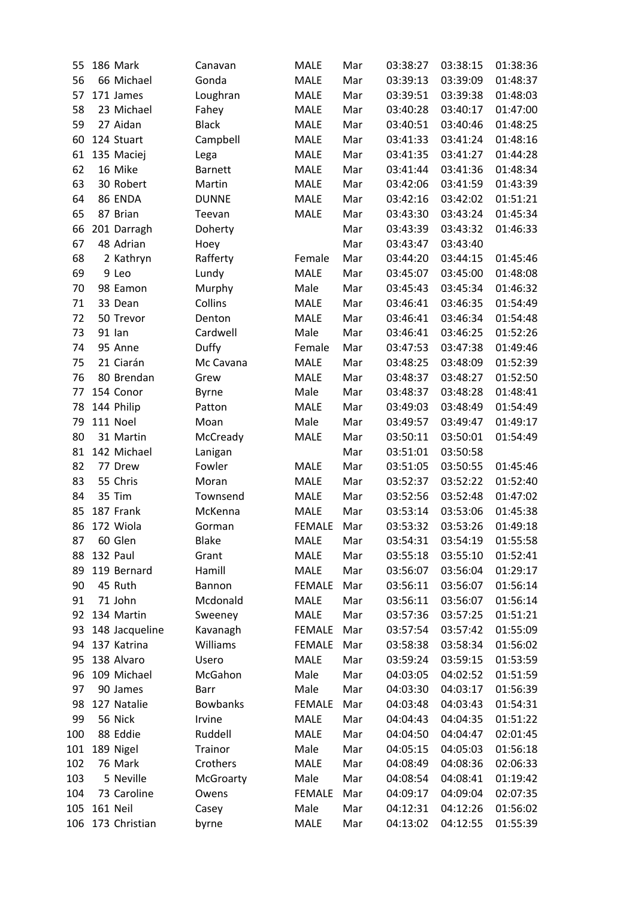| | | | | | | | | |
|---|---|---|---|---|---|---|---|---|
| 55 | 186 | Mark | Canavan | MALE | Mar | 03:38:27 | 03:38:15 | 01:38:36 |
| 56 | 66 | Michael | Gonda | MALE | Mar | 03:39:13 | 03:39:09 | 01:48:37 |
| 57 | 171 | James | Loughran | MALE | Mar | 03:39:51 | 03:39:38 | 01:48:03 |
| 58 | 23 | Michael | Fahey | MALE | Mar | 03:40:28 | 03:40:17 | 01:47:00 |
| 59 | 27 | Aidan | Black | MALE | Mar | 03:40:51 | 03:40:46 | 01:48:25 |
| 60 | 124 | Stuart | Campbell | MALE | Mar | 03:41:33 | 03:41:24 | 01:48:16 |
| 61 | 135 | Maciej | Lega | MALE | Mar | 03:41:35 | 03:41:27 | 01:44:28 |
| 62 | 16 | Mike | Barnett | MALE | Mar | 03:41:44 | 03:41:36 | 01:48:34 |
| 63 | 30 | Robert | Martin | MALE | Mar | 03:42:06 | 03:41:59 | 01:43:39 |
| 64 | 86 | ENDA | DUNNE | MALE | Mar | 03:42:16 | 03:42:02 | 01:51:21 |
| 65 | 87 | Brian | Teevan | MALE | Mar | 03:43:30 | 03:43:24 | 01:45:34 |
| 66 | 201 | Darragh | Doherty | | Mar | 03:43:39 | 03:43:32 | 01:46:33 |
| 67 | 48 | Adrian | Hoey | | Mar | 03:43:47 | 03:43:40 | |
| 68 | 2 | Kathryn | Rafferty | Female | Mar | 03:44:20 | 03:44:15 | 01:45:46 |
| 69 | 9 | Leo | Lundy | MALE | Mar | 03:45:07 | 03:45:00 | 01:48:08 |
| 70 | 98 | Eamon | Murphy | Male | Mar | 03:45:43 | 03:45:34 | 01:46:32 |
| 71 | 33 | Dean | Collins | MALE | Mar | 03:46:41 | 03:46:35 | 01:54:49 |
| 72 | 50 | Trevor | Denton | MALE | Mar | 03:46:41 | 03:46:34 | 01:54:48 |
| 73 | 91 | Ian | Cardwell | Male | Mar | 03:46:41 | 03:46:25 | 01:52:26 |
| 74 | 95 | Anne | Duffy | Female | Mar | 03:47:53 | 03:47:38 | 01:49:46 |
| 75 | 21 | Ciarán | Mc Cavana | MALE | Mar | 03:48:25 | 03:48:09 | 01:52:39 |
| 76 | 80 | Brendan | Grew | MALE | Mar | 03:48:37 | 03:48:27 | 01:52:50 |
| 77 | 154 | Conor | Byrne | Male | Mar | 03:48:37 | 03:48:28 | 01:48:41 |
| 78 | 144 | Philip | Patton | MALE | Mar | 03:49:03 | 03:48:49 | 01:54:49 |
| 79 | 111 | Noel | Moan | Male | Mar | 03:49:57 | 03:49:47 | 01:49:17 |
| 80 | 31 | Martin | McCready | MALE | Mar | 03:50:11 | 03:50:01 | 01:54:49 |
| 81 | 142 | Michael | Lanigan | | Mar | 03:51:01 | 03:50:58 | |
| 82 | 77 | Drew | Fowler | MALE | Mar | 03:51:05 | 03:50:55 | 01:45:46 |
| 83 | 55 | Chris | Moran | MALE | Mar | 03:52:37 | 03:52:22 | 01:52:40 |
| 84 | 35 | Tim | Townsend | MALE | Mar | 03:52:56 | 03:52:48 | 01:47:02 |
| 85 | 187 | Frank | McKenna | MALE | Mar | 03:53:14 | 03:53:06 | 01:45:38 |
| 86 | 172 | Wiola | Gorman | FEMALE | Mar | 03:53:32 | 03:53:26 | 01:49:18 |
| 87 | 60 | Glen | Blake | MALE | Mar | 03:54:31 | 03:54:19 | 01:55:58 |
| 88 | 132 | Paul | Grant | MALE | Mar | 03:55:18 | 03:55:10 | 01:52:41 |
| 89 | 119 | Bernard | Hamill | MALE | Mar | 03:56:07 | 03:56:04 | 01:29:17 |
| 90 | 45 | Ruth | Bannon | FEMALE | Mar | 03:56:11 | 03:56:07 | 01:56:14 |
| 91 | 71 | John | Mcdonald | MALE | Mar | 03:56:11 | 03:56:07 | 01:56:14 |
| 92 | 134 | Martin | Sweeney | MALE | Mar | 03:57:36 | 03:57:25 | 01:51:21 |
| 93 | 148 | Jacqueline | Kavanagh | FEMALE | Mar | 03:57:54 | 03:57:42 | 01:55:09 |
| 94 | 137 | Katrina | Williams | FEMALE | Mar | 03:58:38 | 03:58:34 | 01:56:02 |
| 95 | 138 | Alvaro | Usero | MALE | Mar | 03:59:24 | 03:59:15 | 01:53:59 |
| 96 | 109 | Michael | McGahon | Male | Mar | 04:03:05 | 04:02:52 | 01:51:59 |
| 97 | 90 | James | Barr | Male | Mar | 04:03:30 | 04:03:17 | 01:56:39 |
| 98 | 127 | Natalie | Bowbanks | FEMALE | Mar | 04:03:48 | 04:03:43 | 01:54:31 |
| 99 | 56 | Nick | Irvine | MALE | Mar | 04:04:43 | 04:04:35 | 01:51:22 |
| 100 | 88 | Eddie | Ruddell | MALE | Mar | 04:04:50 | 04:04:47 | 02:01:45 |
| 101 | 189 | Nigel | Trainor | Male | Mar | 04:05:15 | 04:05:03 | 01:56:18 |
| 102 | 76 | Mark | Crothers | MALE | Mar | 04:08:49 | 04:08:36 | 02:06:33 |
| 103 | 5 | Neville | McGroarty | Male | Mar | 04:08:54 | 04:08:41 | 01:19:42 |
| 104 | 73 | Caroline | Owens | FEMALE | Mar | 04:09:17 | 04:09:04 | 02:07:35 |
| 105 | 161 | Neil | Casey | Male | Mar | 04:12:31 | 04:12:26 | 01:56:02 |
| 106 | 173 | Christian | byrne | MALE | Mar | 04:13:02 | 04:12:55 | 01:55:39 |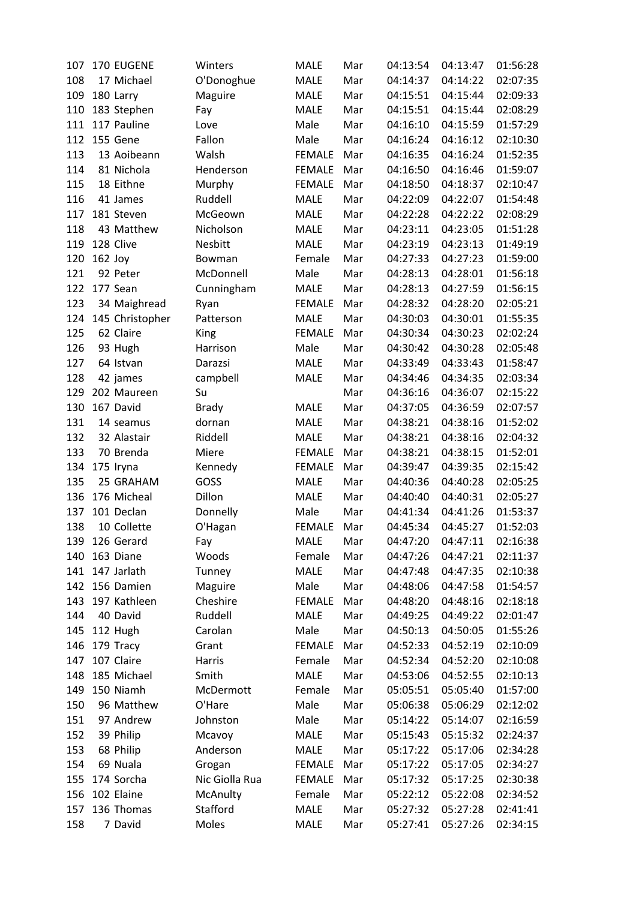| | | | | | | | | |
|---|---|---|---|---|---|---|---|---|
| 107 | 170 | EUGENE | Winters | MALE | Mar | 04:13:54 | 04:13:47 | 01:56:28 |
| 108 | 17 | Michael | O'Donoghue | MALE | Mar | 04:14:37 | 04:14:22 | 02:07:35 |
| 109 | 180 | Larry | Maguire | MALE | Mar | 04:15:51 | 04:15:44 | 02:09:33 |
| 110 | 183 | Stephen | Fay | MALE | Mar | 04:15:51 | 04:15:44 | 02:08:29 |
| 111 | 117 | Pauline | Love | Male | Mar | 04:16:10 | 04:15:59 | 01:57:29 |
| 112 | 155 | Gene | Fallon | Male | Mar | 04:16:24 | 04:16:12 | 02:10:30 |
| 113 | 13 | Aoibeann | Walsh | FEMALE | Mar | 04:16:35 | 04:16:24 | 01:52:35 |
| 114 | 81 | Nichola | Henderson | FEMALE | Mar | 04:16:50 | 04:16:46 | 01:59:07 |
| 115 | 18 | Eithne | Murphy | FEMALE | Mar | 04:18:50 | 04:18:37 | 02:10:47 |
| 116 | 41 | James | Ruddell | MALE | Mar | 04:22:09 | 04:22:07 | 01:54:48 |
| 117 | 181 | Steven | McGeown | MALE | Mar | 04:22:28 | 04:22:22 | 02:08:29 |
| 118 | 43 | Matthew | Nicholson | MALE | Mar | 04:23:11 | 04:23:05 | 01:51:28 |
| 119 | 128 | Clive | Nesbitt | MALE | Mar | 04:23:19 | 04:23:13 | 01:49:19 |
| 120 | 162 | Joy | Bowman | Female | Mar | 04:27:33 | 04:27:23 | 01:59:00 |
| 121 | 92 | Peter | McDonnell | Male | Mar | 04:28:13 | 04:28:01 | 01:56:18 |
| 122 | 177 | Sean | Cunningham | MALE | Mar | 04:28:13 | 04:27:59 | 01:56:15 |
| 123 | 34 | Maighread | Ryan | FEMALE | Mar | 04:28:32 | 04:28:20 | 02:05:21 |
| 124 | 145 | Christopher | Patterson | MALE | Mar | 04:30:03 | 04:30:01 | 01:55:35 |
| 125 | 62 | Claire | King | FEMALE | Mar | 04:30:34 | 04:30:23 | 02:02:24 |
| 126 | 93 | Hugh | Harrison | Male | Mar | 04:30:42 | 04:30:28 | 02:05:48 |
| 127 | 64 | Istvan | Darazsi | MALE | Mar | 04:33:49 | 04:33:43 | 01:58:47 |
| 128 | 42 | james | campbell | MALE | Mar | 04:34:46 | 04:34:35 | 02:03:34 |
| 129 | 202 | Maureen | Su | | Mar | 04:36:16 | 04:36:07 | 02:15:22 |
| 130 | 167 | David | Brady | MALE | Mar | 04:37:05 | 04:36:59 | 02:07:57 |
| 131 | 14 | seamus | dornan | MALE | Mar | 04:38:21 | 04:38:16 | 01:52:02 |
| 132 | 32 | Alastair | Riddell | MALE | Mar | 04:38:21 | 04:38:16 | 02:04:32 |
| 133 | 70 | Brenda | Miere | FEMALE | Mar | 04:38:21 | 04:38:15 | 01:52:01 |
| 134 | 175 | Iryna | Kennedy | FEMALE | Mar | 04:39:47 | 04:39:35 | 02:15:42 |
| 135 | 25 | GRAHAM | GOSS | MALE | Mar | 04:40:36 | 04:40:28 | 02:05:25 |
| 136 | 176 | Micheal | Dillon | MALE | Mar | 04:40:40 | 04:40:31 | 02:05:27 |
| 137 | 101 | Declan | Donnelly | Male | Mar | 04:41:34 | 04:41:26 | 01:53:37 |
| 138 | 10 | Collette | O'Hagan | FEMALE | Mar | 04:45:34 | 04:45:27 | 01:52:03 |
| 139 | 126 | Gerard | Fay | MALE | Mar | 04:47:20 | 04:47:11 | 02:16:38 |
| 140 | 163 | Diane | Woods | Female | Mar | 04:47:26 | 04:47:21 | 02:11:37 |
| 141 | 147 | Jarlath | Tunney | MALE | Mar | 04:47:48 | 04:47:35 | 02:10:38 |
| 142 | 156 | Damien | Maguire | Male | Mar | 04:48:06 | 04:47:58 | 01:54:57 |
| 143 | 197 | Kathleen | Cheshire | FEMALE | Mar | 04:48:20 | 04:48:16 | 02:18:18 |
| 144 | 40 | David | Ruddell | MALE | Mar | 04:49:25 | 04:49:22 | 02:01:47 |
| 145 | 112 | Hugh | Carolan | Male | Mar | 04:50:13 | 04:50:05 | 01:55:26 |
| 146 | 179 | Tracy | Grant | FEMALE | Mar | 04:52:33 | 04:52:19 | 02:10:09 |
| 147 | 107 | Claire | Harris | Female | Mar | 04:52:34 | 04:52:20 | 02:10:08 |
| 148 | 185 | Michael | Smith | MALE | Mar | 04:53:06 | 04:52:55 | 02:10:13 |
| 149 | 150 | Niamh | McDermott | Female | Mar | 05:05:51 | 05:05:40 | 01:57:00 |
| 150 | 96 | Matthew | O'Hare | Male | Mar | 05:06:38 | 05:06:29 | 02:12:02 |
| 151 | 97 | Andrew | Johnston | Male | Mar | 05:14:22 | 05:14:07 | 02:16:59 |
| 152 | 39 | Philip | Mcavoy | MALE | Mar | 05:15:43 | 05:15:32 | 02:24:37 |
| 153 | 68 | Philip | Anderson | MALE | Mar | 05:17:22 | 05:17:06 | 02:34:28 |
| 154 | 69 | Nuala | Grogan | FEMALE | Mar | 05:17:22 | 05:17:05 | 02:34:27 |
| 155 | 174 | Sorcha | Nic Giolla Rua | FEMALE | Mar | 05:17:32 | 05:17:25 | 02:30:38 |
| 156 | 102 | Elaine | McAnulty | Female | Mar | 05:22:12 | 05:22:08 | 02:34:52 |
| 157 | 136 | Thomas | Stafford | MALE | Mar | 05:27:32 | 05:27:28 | 02:41:41 |
| 158 | 7 | David | Moles | MALE | Mar | 05:27:41 | 05:27:26 | 02:34:15 |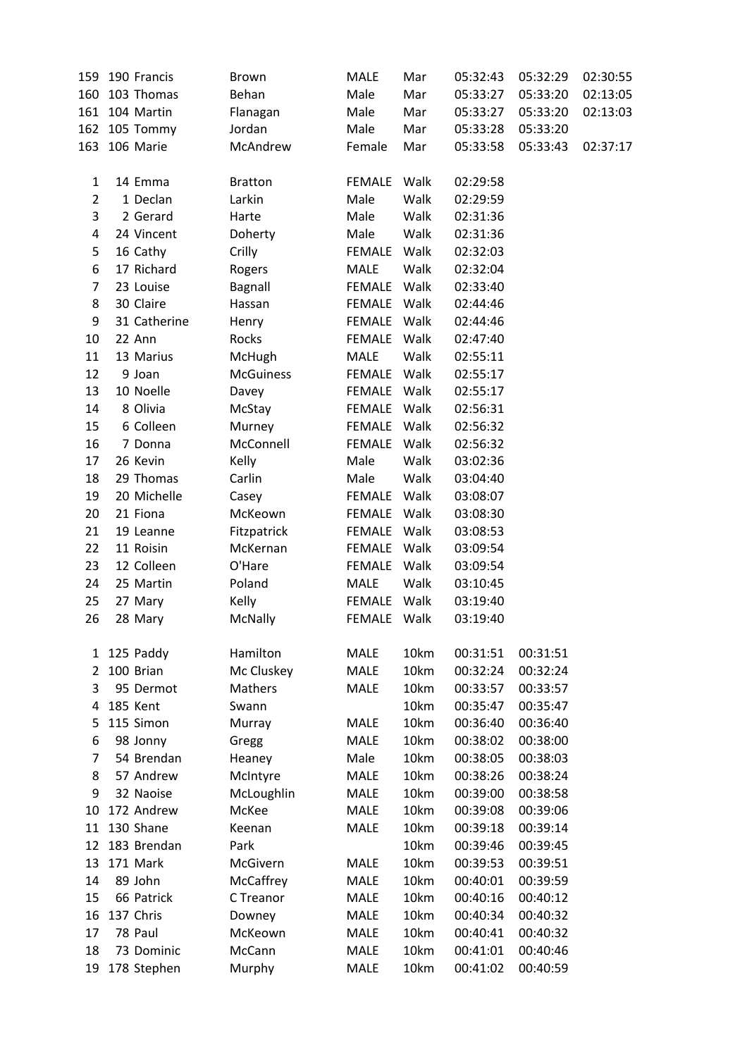| | | | | | | | | |
|---|---|---|---|---|---|---|---|---|
| 159 | 190 | Francis | Brown | MALE | Mar | 05:32:43 | 05:32:29 | 02:30:55 |
| 160 | 103 | Thomas | Behan | Male | Mar | 05:33:27 | 05:33:20 | 02:13:05 |
| 161 | 104 | Martin | Flanagan | Male | Mar | 05:33:27 | 05:33:20 | 02:13:03 |
| 162 | 105 | Tommy | Jordan | Male | Mar | 05:33:28 | 05:33:20 | |
| 163 | 106 | Marie | McAndrew | Female | Mar | 05:33:58 | 05:33:43 | 02:37:17 |

| | | | | | | |
|---|---|---|---|---|---|---|
| 1 | 14 | Emma | Bratton | FEMALE | Walk | 02:29:58 |
| 2 | 1 | Declan | Larkin | Male | Walk | 02:29:59 |
| 3 | 2 | Gerard | Harte | Male | Walk | 02:31:36 |
| 4 | 24 | Vincent | Doherty | Male | Walk | 02:31:36 |
| 5 | 16 | Cathy | Crilly | FEMALE | Walk | 02:32:03 |
| 6 | 17 | Richard | Rogers | MALE | Walk | 02:32:04 |
| 7 | 23 | Louise | Bagnall | FEMALE | Walk | 02:33:40 |
| 8 | 30 | Claire | Hassan | FEMALE | Walk | 02:44:46 |
| 9 | 31 | Catherine | Henry | FEMALE | Walk | 02:44:46 |
| 10 | 22 | Ann | Rocks | FEMALE | Walk | 02:47:40 |
| 11 | 13 | Marius | McHugh | MALE | Walk | 02:55:11 |
| 12 | 9 | Joan | McGuiness | FEMALE | Walk | 02:55:17 |
| 13 | 10 | Noelle | Davey | FEMALE | Walk | 02:55:17 |
| 14 | 8 | Olivia | McStay | FEMALE | Walk | 02:56:31 |
| 15 | 6 | Colleen | Murney | FEMALE | Walk | 02:56:32 |
| 16 | 7 | Donna | McConnell | FEMALE | Walk | 02:56:32 |
| 17 | 26 | Kevin | Kelly | Male | Walk | 03:02:36 |
| 18 | 29 | Thomas | Carlin | Male | Walk | 03:04:40 |
| 19 | 20 | Michelle | Casey | FEMALE | Walk | 03:08:07 |
| 20 | 21 | Fiona | McKeown | FEMALE | Walk | 03:08:30 |
| 21 | 19 | Leanne | Fitzpatrick | FEMALE | Walk | 03:08:53 |
| 22 | 11 | Roisin | McKernan | FEMALE | Walk | 03:09:54 |
| 23 | 12 | Colleen | O'Hare | FEMALE | Walk | 03:09:54 |
| 24 | 25 | Martin | Poland | MALE | Walk | 03:10:45 |
| 25 | 27 | Mary | Kelly | FEMALE | Walk | 03:19:40 |
| 26 | 28 | Mary | McNally | FEMALE | Walk | 03:19:40 |

| | | | | | | | |
|---|---|---|---|---|---|---|---|
| 1 | 125 | Paddy | Hamilton | MALE | 10km | 00:31:51 | 00:31:51 |
| 2 | 100 | Brian | Mc Cluskey | MALE | 10km | 00:32:24 | 00:32:24 |
| 3 | 95 | Dermot | Mathers | MALE | 10km | 00:33:57 | 00:33:57 |
| 4 | 185 | Kent | Swann | | 10km | 00:35:47 | 00:35:47 |
| 5 | 115 | Simon | Murray | MALE | 10km | 00:36:40 | 00:36:40 |
| 6 | 98 | Jonny | Gregg | MALE | 10km | 00:38:02 | 00:38:00 |
| 7 | 54 | Brendan | Heaney | Male | 10km | 00:38:05 | 00:38:03 |
| 8 | 57 | Andrew | McIntyre | MALE | 10km | 00:38:26 | 00:38:24 |
| 9 | 32 | Naoise | McLoughlin | MALE | 10km | 00:39:00 | 00:38:58 |
| 10 | 172 | Andrew | McKee | MALE | 10km | 00:39:08 | 00:39:06 |
| 11 | 130 | Shane | Keenan | MALE | 10km | 00:39:18 | 00:39:14 |
| 12 | 183 | Brendan | Park | | 10km | 00:39:46 | 00:39:45 |
| 13 | 171 | Mark | McGivern | MALE | 10km | 00:39:53 | 00:39:51 |
| 14 | 89 | John | McCaffrey | MALE | 10km | 00:40:01 | 00:39:59 |
| 15 | 66 | Patrick | C Treanor | MALE | 10km | 00:40:16 | 00:40:12 |
| 16 | 137 | Chris | Downey | MALE | 10km | 00:40:34 | 00:40:32 |
| 17 | 78 | Paul | McKeown | MALE | 10km | 00:40:41 | 00:40:32 |
| 18 | 73 | Dominic | McCann | MALE | 10km | 00:41:01 | 00:40:46 |
| 19 | 178 | Stephen | Murphy | MALE | 10km | 00:41:02 | 00:40:59 |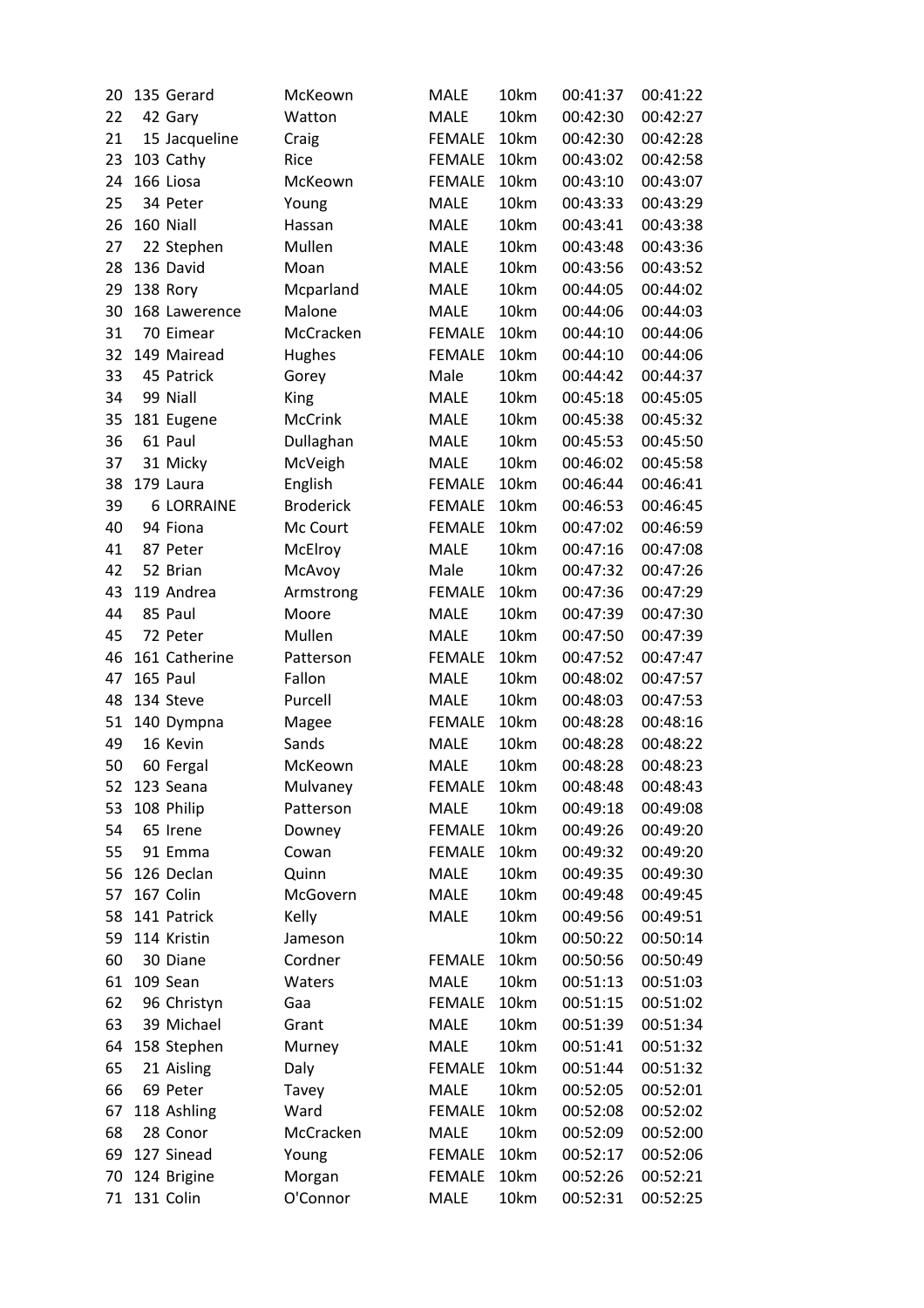| 20 | 135 | Gerard | McKeown | MALE | 10km | 00:41:37 | 00:41:22 |
|---|---|---|---|---|---|---|---|
| 22 | 42 | Gary | Watton | MALE | 10km | 00:42:30 | 00:42:27 |
| 21 | 15 | Jacqueline | Craig | FEMALE | 10km | 00:42:30 | 00:42:28 |
| 23 | 103 | Cathy | Rice | FEMALE | 10km | 00:43:02 | 00:42:58 |
| 24 | 166 | Liosa | McKeown | FEMALE | 10km | 00:43:10 | 00:43:07 |
| 25 | 34 | Peter | Young | MALE | 10km | 00:43:33 | 00:43:29 |
| 26 | 160 | Niall | Hassan | MALE | 10km | 00:43:41 | 00:43:38 |
| 27 | 22 | Stephen | Mullen | MALE | 10km | 00:43:48 | 00:43:36 |
| 28 | 136 | David | Moan | MALE | 10km | 00:43:56 | 00:43:52 |
| 29 | 138 | Rory | Mcparland | MALE | 10km | 00:44:05 | 00:44:02 |
| 30 | 168 | Lawerence | Malone | MALE | 10km | 00:44:06 | 00:44:03 |
| 31 | 70 | Eimear | McCracken | FEMALE | 10km | 00:44:10 | 00:44:06 |
| 32 | 149 | Mairead | Hughes | FEMALE | 10km | 00:44:10 | 00:44:06 |
| 33 | 45 | Patrick | Gorey | Male | 10km | 00:44:42 | 00:44:37 |
| 34 | 99 | Niall | King | MALE | 10km | 00:45:18 | 00:45:05 |
| 35 | 181 | Eugene | McCrink | MALE | 10km | 00:45:38 | 00:45:32 |
| 36 | 61 | Paul | Dullaghan | MALE | 10km | 00:45:53 | 00:45:50 |
| 37 | 31 | Micky | McVeigh | MALE | 10km | 00:46:02 | 00:45:58 |
| 38 | 179 | Laura | English | FEMALE | 10km | 00:46:44 | 00:46:41 |
| 39 | 6 | LORRAINE | Broderick | FEMALE | 10km | 00:46:53 | 00:46:45 |
| 40 | 94 | Fiona | Mc Court | FEMALE | 10km | 00:47:02 | 00:46:59 |
| 41 | 87 | Peter | McElroy | MALE | 10km | 00:47:16 | 00:47:08 |
| 42 | 52 | Brian | McAvoy | Male | 10km | 00:47:32 | 00:47:26 |
| 43 | 119 | Andrea | Armstrong | FEMALE | 10km | 00:47:36 | 00:47:29 |
| 44 | 85 | Paul | Moore | MALE | 10km | 00:47:39 | 00:47:30 |
| 45 | 72 | Peter | Mullen | MALE | 10km | 00:47:50 | 00:47:39 |
| 46 | 161 | Catherine | Patterson | FEMALE | 10km | 00:47:52 | 00:47:47 |
| 47 | 165 | Paul | Fallon | MALE | 10km | 00:48:02 | 00:47:57 |
| 48 | 134 | Steve | Purcell | MALE | 10km | 00:48:03 | 00:47:53 |
| 51 | 140 | Dympna | Magee | FEMALE | 10km | 00:48:28 | 00:48:16 |
| 49 | 16 | Kevin | Sands | MALE | 10km | 00:48:28 | 00:48:22 |
| 50 | 60 | Fergal | McKeown | MALE | 10km | 00:48:28 | 00:48:23 |
| 52 | 123 | Seana | Mulvaney | FEMALE | 10km | 00:48:48 | 00:48:43 |
| 53 | 108 | Philip | Patterson | MALE | 10km | 00:49:18 | 00:49:08 |
| 54 | 65 | Irene | Downey | FEMALE | 10km | 00:49:26 | 00:49:20 |
| 55 | 91 | Emma | Cowan | FEMALE | 10km | 00:49:32 | 00:49:20 |
| 56 | 126 | Declan | Quinn | MALE | 10km | 00:49:35 | 00:49:30 |
| 57 | 167 | Colin | McGovern | MALE | 10km | 00:49:48 | 00:49:45 |
| 58 | 141 | Patrick | Kelly | MALE | 10km | 00:49:56 | 00:49:51 |
| 59 | 114 | Kristin | Jameson | | 10km | 00:50:22 | 00:50:14 |
| 60 | 30 | Diane | Cordner | FEMALE | 10km | 00:50:56 | 00:50:49 |
| 61 | 109 | Sean | Waters | MALE | 10km | 00:51:13 | 00:51:03 |
| 62 | 96 | Christyn | Gaa | FEMALE | 10km | 00:51:15 | 00:51:02 |
| 63 | 39 | Michael | Grant | MALE | 10km | 00:51:39 | 00:51:34 |
| 64 | 158 | Stephen | Murney | MALE | 10km | 00:51:41 | 00:51:32 |
| 65 | 21 | Aisling | Daly | FEMALE | 10km | 00:51:44 | 00:51:32 |
| 66 | 69 | Peter | Tavey | MALE | 10km | 00:52:05 | 00:52:01 |
| 67 | 118 | Ashling | Ward | FEMALE | 10km | 00:52:08 | 00:52:02 |
| 68 | 28 | Conor | McCracken | MALE | 10km | 00:52:09 | 00:52:00 |
| 69 | 127 | Sinead | Young | FEMALE | 10km | 00:52:17 | 00:52:06 |
| 70 | 124 | Brigine | Morgan | FEMALE | 10km | 00:52:26 | 00:52:21 |
| 71 | 131 | Colin | O'Connor | MALE | 10km | 00:52:31 | 00:52:25 |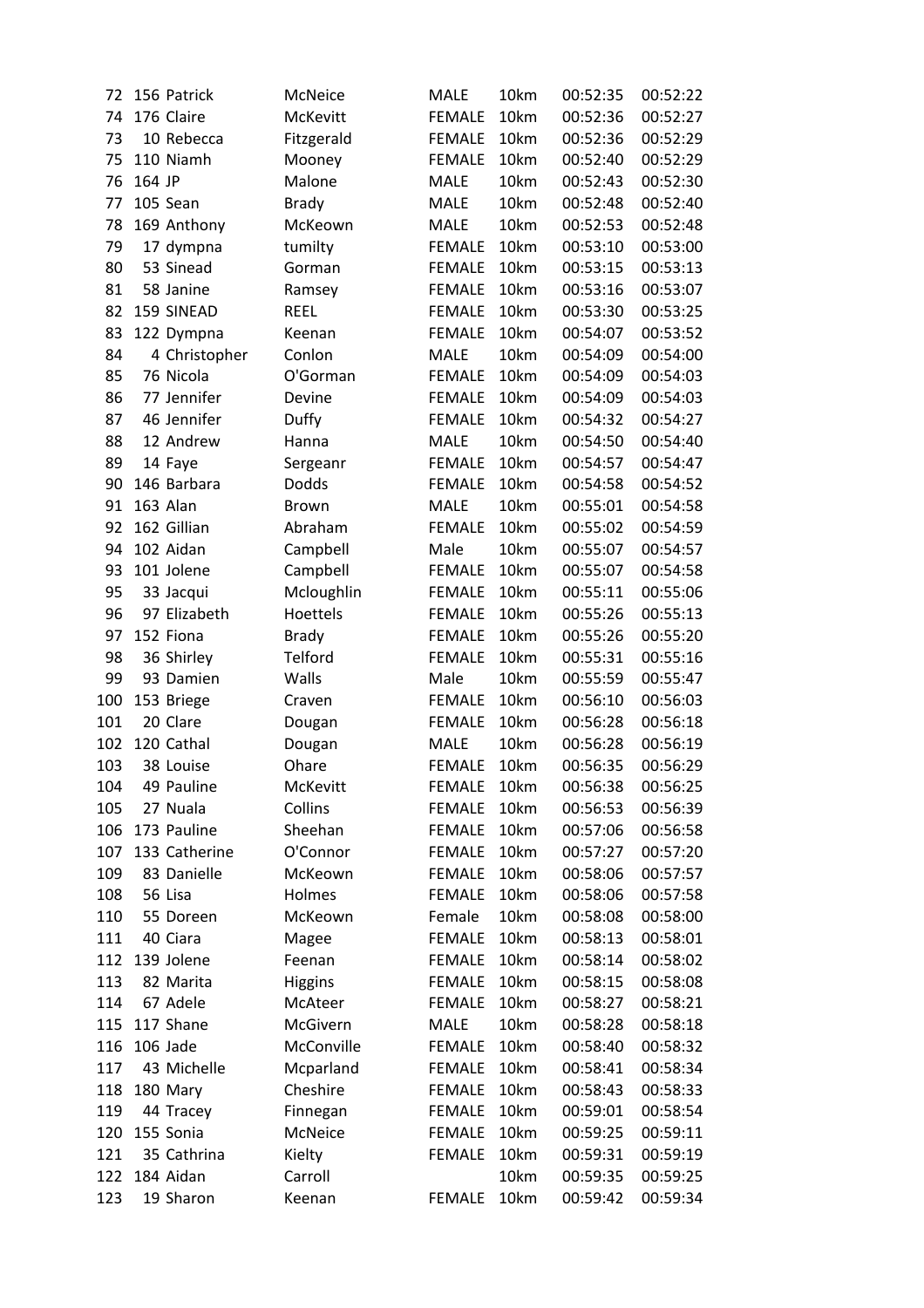| | | | | | | | |
|---|---|---|---|---|---|---|---|
| 72 | 156 | Patrick | McNeice | MALE | 10km | 00:52:35 | 00:52:22 |
| 74 | 176 | Claire | McKevitt | FEMALE | 10km | 00:52:36 | 00:52:27 |
| 73 | 10 | Rebecca | Fitzgerald | FEMALE | 10km | 00:52:36 | 00:52:29 |
| 75 | 110 | Niamh | Mooney | FEMALE | 10km | 00:52:40 | 00:52:29 |
| 76 | 164 | JP | Malone | MALE | 10km | 00:52:43 | 00:52:30 |
| 77 | 105 | Sean | Brady | MALE | 10km | 00:52:48 | 00:52:40 |
| 78 | 169 | Anthony | McKeown | MALE | 10km | 00:52:53 | 00:52:48 |
| 79 | 17 | dympna | tumilty | FEMALE | 10km | 00:53:10 | 00:53:00 |
| 80 | 53 | Sinead | Gorman | FEMALE | 10km | 00:53:15 | 00:53:13 |
| 81 | 58 | Janine | Ramsey | FEMALE | 10km | 00:53:16 | 00:53:07 |
| 82 | 159 | SINEAD | REEL | FEMALE | 10km | 00:53:30 | 00:53:25 |
| 83 | 122 | Dympna | Keenan | FEMALE | 10km | 00:54:07 | 00:53:52 |
| 84 | 4 | Christopher | Conlon | MALE | 10km | 00:54:09 | 00:54:00 |
| 85 | 76 | Nicola | O'Gorman | FEMALE | 10km | 00:54:09 | 00:54:03 |
| 86 | 77 | Jennifer | Devine | FEMALE | 10km | 00:54:09 | 00:54:03 |
| 87 | 46 | Jennifer | Duffy | FEMALE | 10km | 00:54:32 | 00:54:27 |
| 88 | 12 | Andrew | Hanna | MALE | 10km | 00:54:50 | 00:54:40 |
| 89 | 14 | Faye | Sergeanr | FEMALE | 10km | 00:54:57 | 00:54:47 |
| 90 | 146 | Barbara | Dodds | FEMALE | 10km | 00:54:58 | 00:54:52 |
| 91 | 163 | Alan | Brown | MALE | 10km | 00:55:01 | 00:54:58 |
| 92 | 162 | Gillian | Abraham | FEMALE | 10km | 00:55:02 | 00:54:59 |
| 94 | 102 | Aidan | Campbell | Male | 10km | 00:55:07 | 00:54:57 |
| 93 | 101 | Jolene | Campbell | FEMALE | 10km | 00:55:07 | 00:54:58 |
| 95 | 33 | Jacqui | Mcloughlin | FEMALE | 10km | 00:55:11 | 00:55:06 |
| 96 | 97 | Elizabeth | Hoettels | FEMALE | 10km | 00:55:26 | 00:55:13 |
| 97 | 152 | Fiona | Brady | FEMALE | 10km | 00:55:26 | 00:55:20 |
| 98 | 36 | Shirley | Telford | FEMALE | 10km | 00:55:31 | 00:55:16 |
| 99 | 93 | Damien | Walls | Male | 10km | 00:55:59 | 00:55:47 |
| 100 | 153 | Briege | Craven | FEMALE | 10km | 00:56:10 | 00:56:03 |
| 101 | 20 | Clare | Dougan | FEMALE | 10km | 00:56:28 | 00:56:18 |
| 102 | 120 | Cathal | Dougan | MALE | 10km | 00:56:28 | 00:56:19 |
| 103 | 38 | Louise | Ohare | FEMALE | 10km | 00:56:35 | 00:56:29 |
| 104 | 49 | Pauline | McKevitt | FEMALE | 10km | 00:56:38 | 00:56:25 |
| 105 | 27 | Nuala | Collins | FEMALE | 10km | 00:56:53 | 00:56:39 |
| 106 | 173 | Pauline | Sheehan | FEMALE | 10km | 00:57:06 | 00:56:58 |
| 107 | 133 | Catherine | O'Connor | FEMALE | 10km | 00:57:27 | 00:57:20 |
| 109 | 83 | Danielle | McKeown | FEMALE | 10km | 00:58:06 | 00:57:57 |
| 108 | 56 | Lisa | Holmes | FEMALE | 10km | 00:58:06 | 00:57:58 |
| 110 | 55 | Doreen | McKeown | Female | 10km | 00:58:08 | 00:58:00 |
| 111 | 40 | Ciara | Magee | FEMALE | 10km | 00:58:13 | 00:58:01 |
| 112 | 139 | Jolene | Feenan | FEMALE | 10km | 00:58:14 | 00:58:02 |
| 113 | 82 | Marita | Higgins | FEMALE | 10km | 00:58:15 | 00:58:08 |
| 114 | 67 | Adele | McAteer | FEMALE | 10km | 00:58:27 | 00:58:21 |
| 115 | 117 | Shane | McGivern | MALE | 10km | 00:58:28 | 00:58:18 |
| 116 | 106 | Jade | McConville | FEMALE | 10km | 00:58:40 | 00:58:32 |
| 117 | 43 | Michelle | Mcparland | FEMALE | 10km | 00:58:41 | 00:58:34 |
| 118 | 180 | Mary | Cheshire | FEMALE | 10km | 00:58:43 | 00:58:33 |
| 119 | 44 | Tracey | Finnegan | FEMALE | 10km | 00:59:01 | 00:58:54 |
| 120 | 155 | Sonia | McNeice | FEMALE | 10km | 00:59:25 | 00:59:11 |
| 121 | 35 | Cathrina | Kielty | FEMALE | 10km | 00:59:31 | 00:59:19 |
| 122 | 184 | Aidan | Carroll | | 10km | 00:59:35 | 00:59:25 |
| 123 | 19 | Sharon | Keenan | FEMALE | 10km | 00:59:42 | 00:59:34 |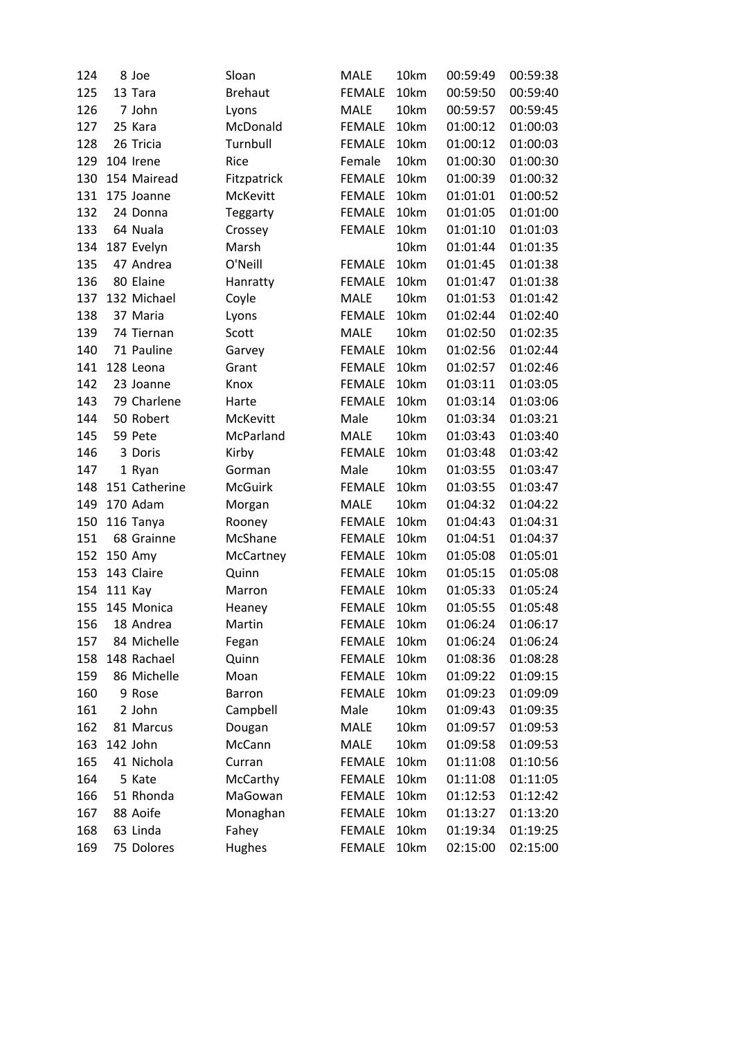| | | | | | | | |
|---|---|---|---|---|---|---|---|
| 124 | 8 | Joe | Sloan | MALE | 10km | 00:59:49 | 00:59:38 |
| 125 | 13 | Tara | Brehaut | FEMALE | 10km | 00:59:50 | 00:59:40 |
| 126 | 7 | John | Lyons | MALE | 10km | 00:59:57 | 00:59:45 |
| 127 | 25 | Kara | McDonald | FEMALE | 10km | 01:00:12 | 01:00:03 |
| 128 | 26 | Tricia | Turnbull | FEMALE | 10km | 01:00:12 | 01:00:03 |
| 129 | 104 | Irene | Rice | Female | 10km | 01:00:30 | 01:00:30 |
| 130 | 154 | Mairead | Fitzpatrick | FEMALE | 10km | 01:00:39 | 01:00:32 |
| 131 | 175 | Joanne | McKevitt | FEMALE | 10km | 01:01:01 | 01:00:52 |
| 132 | 24 | Donna | Teggarty | FEMALE | 10km | 01:01:05 | 01:01:00 |
| 133 | 64 | Nuala | Crossey | FEMALE | 10km | 01:01:10 | 01:01:03 |
| 134 | 187 | Evelyn | Marsh | | 10km | 01:01:44 | 01:01:35 |
| 135 | 47 | Andrea | O'Neill | FEMALE | 10km | 01:01:45 | 01:01:38 |
| 136 | 80 | Elaine | Hanratty | FEMALE | 10km | 01:01:47 | 01:01:38 |
| 137 | 132 | Michael | Coyle | MALE | 10km | 01:01:53 | 01:01:42 |
| 138 | 37 | Maria | Lyons | FEMALE | 10km | 01:02:44 | 01:02:40 |
| 139 | 74 | Tiernan | Scott | MALE | 10km | 01:02:50 | 01:02:35 |
| 140 | 71 | Pauline | Garvey | FEMALE | 10km | 01:02:56 | 01:02:44 |
| 141 | 128 | Leona | Grant | FEMALE | 10km | 01:02:57 | 01:02:46 |
| 142 | 23 | Joanne | Knox | FEMALE | 10km | 01:03:11 | 01:03:05 |
| 143 | 79 | Charlene | Harte | FEMALE | 10km | 01:03:14 | 01:03:06 |
| 144 | 50 | Robert | McKevitt | Male | 10km | 01:03:34 | 01:03:21 |
| 145 | 59 | Pete | McParland | MALE | 10km | 01:03:43 | 01:03:40 |
| 146 | 3 | Doris | Kirby | FEMALE | 10km | 01:03:48 | 01:03:42 |
| 147 | 1 | Ryan | Gorman | Male | 10km | 01:03:55 | 01:03:47 |
| 148 | 151 | Catherine | McGuirk | FEMALE | 10km | 01:03:55 | 01:03:47 |
| 149 | 170 | Adam | Morgan | MALE | 10km | 01:04:32 | 01:04:22 |
| 150 | 116 | Tanya | Rooney | FEMALE | 10km | 01:04:43 | 01:04:31 |
| 151 | 68 | Grainne | McShane | FEMALE | 10km | 01:04:51 | 01:04:37 |
| 152 | 150 | Amy | McCartney | FEMALE | 10km | 01:05:08 | 01:05:01 |
| 153 | 143 | Claire | Quinn | FEMALE | 10km | 01:05:15 | 01:05:08 |
| 154 | 111 | Kay | Marron | FEMALE | 10km | 01:05:33 | 01:05:24 |
| 155 | 145 | Monica | Heaney | FEMALE | 10km | 01:05:55 | 01:05:48 |
| 156 | 18 | Andrea | Martin | FEMALE | 10km | 01:06:24 | 01:06:17 |
| 157 | 84 | Michelle | Fegan | FEMALE | 10km | 01:06:24 | 01:06:24 |
| 158 | 148 | Rachael | Quinn | FEMALE | 10km | 01:08:36 | 01:08:28 |
| 159 | 86 | Michelle | Moan | FEMALE | 10km | 01:09:22 | 01:09:15 |
| 160 | 9 | Rose | Barron | FEMALE | 10km | 01:09:23 | 01:09:09 |
| 161 | 2 | John | Campbell | Male | 10km | 01:09:43 | 01:09:35 |
| 162 | 81 | Marcus | Dougan | MALE | 10km | 01:09:57 | 01:09:53 |
| 163 | 142 | John | McCann | MALE | 10km | 01:09:58 | 01:09:53 |
| 165 | 41 | Nichola | Curran | FEMALE | 10km | 01:11:08 | 01:10:56 |
| 164 | 5 | Kate | McCarthy | FEMALE | 10km | 01:11:08 | 01:11:05 |
| 166 | 51 | Rhonda | MaGowan | FEMALE | 10km | 01:12:53 | 01:12:42 |
| 167 | 88 | Aoife | Monaghan | FEMALE | 10km | 01:13:27 | 01:13:20 |
| 168 | 63 | Linda | Fahey | FEMALE | 10km | 01:19:34 | 01:19:25 |
| 169 | 75 | Dolores | Hughes | FEMALE | 10km | 02:15:00 | 02:15:00 |